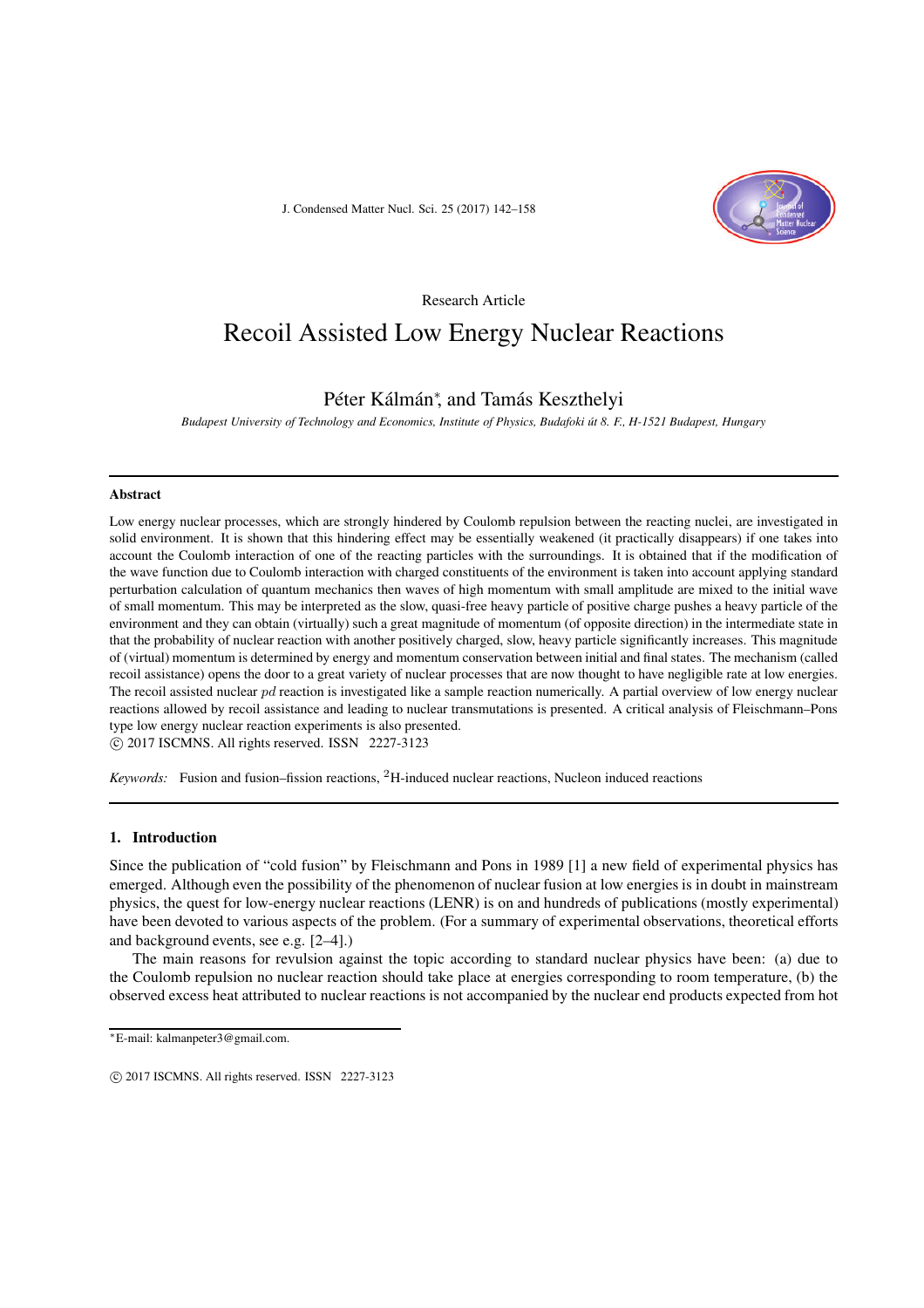Research Article

# Recoil Assisted Low Energy Nuclear Reactions

Péter Kálmán*, and Tamás Keszthelyi

*Budapest University of Technology and Economics, Institute of Physics, Budafoki út 8. F., H-1521 Budapest, Hungary*

## Abstract

Low energy nuclear processes, which are strongly hindered by Coulomb repulsion between the reacting nuclei, are investigated in solid environment. It is shown that this hindering effect may be essentially weakened (it practically disappears) if one takes into account the Coulomb interaction of one of the reacting particles with the surroundings. It is obtained that if the modification of the wave function due to Coulomb interaction with charged constituents of the environment is taken into account applying standard perturbation calculation of quantum mechanics then waves of high momentum with small amplitude are mixed to the initial wave of small momentum. This may be interpreted as the slow, quasi-free heavy particle of positive charge pushes a heavy particle of the environment and they can obtain (virtually) such a great magnitude of momentum (of opposite direction) in the intermediate state in that the probability of nuclear reaction with another positively charged, slow, heavy particle significantly increases. This magnitude of (virtual) momentum is determined by energy and momentum conservation between initial and final states. The mechanism (called recoil assistance) opens the door to a great variety of nuclear processes that are now thought to have negligible rate at low energies. The recoil assisted nuclear *pd* reaction is investigated like a sample reaction numerically. A partial overview of low energy nuclear reactions allowed by recoil assistance and leading to nuclear transmutations is presented. A critical analysis of Fleischmann–Pons type low energy nuclear reaction experiments is also presented.

© 2017 ISCMNS. All rights reserved. ISSN 2227-3123

*Keywords:* Fusion and fusion–fission reactions, $^{2}$H-induced nuclear reactions, Nucleon induced reactions

## 1. Introduction

Since the publication of "cold fusion" by Fleischmann and Pons in 1989 [1] a new field of experimental physics has emerged. Although even the possibility of the phenomenon of nuclear fusion at low energies is in doubt in mainstream physics, the quest for low-energy nuclear reactions (LENR) is on and hundreds of publications (mostly experimental) have been devoted to various aspects of the problem. (For a summary of experimental observations, theoretical efforts and background events, see e.g. [2–4].)

The main reasons for revulsion against the topic according to standard nuclear physics have been: (a) due to the Coulomb repulsion no nuclear reaction should take place at energies corresponding to room temperature, (b) the observed excess heat attributed to nuclear reactions is not accompanied by the nuclear end products expected from hot

*E-mail: kalmanpeter3@gmail.com.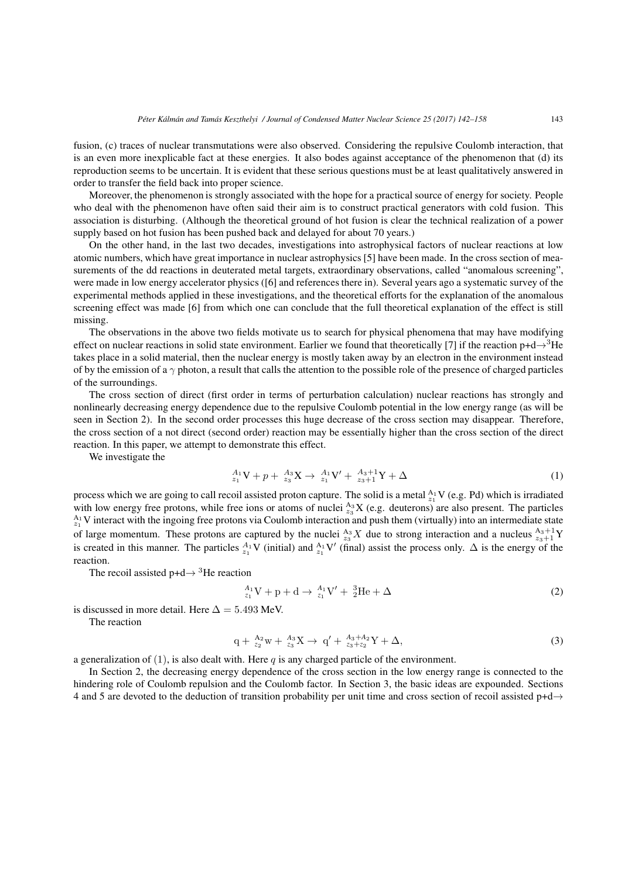fusion, (c) traces of nuclear transmutations were also observed. Considering the repulsive Coulomb interaction, that is an even more inexplicable fact at these energies. It also bodes against acceptance of the phenomenon that (d) its reproduction seems to be uncertain. It is evident that these serious questions must be at least qualitatively answered in order to transfer the field back into proper science.

Moreover, the phenomenon is strongly associated with the hope for a practical source of energy for society. People who deal with the phenomenon have often said their aim is to construct practical generators with cold fusion. This association is disturbing. (Although the theoretical ground of hot fusion is clear the technical realization of a power supply based on hot fusion has been pushed back and delayed for about 70 years.)

On the other hand, in the last two decades, investigations into astrophysical factors of nuclear reactions at low atomic numbers, which have great importance in nuclear astrophysics [5] have been made. In the cross section of measurements of the dd reactions in deuterated metal targets, extraordinary observations, called "anomalous screening", were made in low energy accelerator physics ([6] and references there in). Several years ago a systematic survey of the experimental methods applied in these investigations, and the theoretical efforts for the explanation of the anomalous screening effect was made [6] from which one can conclude that the full theoretical explanation of the effect is still missing.

The observations in the above two fields motivate us to search for physical phenomena that may have modifying effect on nuclear reactions in solid state environment. Earlier we found that theoretically [7] if the reaction p+d$\rightarrow$$^3$He takes place in a solid material, then the nuclear energy is mostly taken away by an electron in the environment instead of by the emission of a $\gamma$ photon, a result that calls the attention to the possible role of the presence of charged particles of the surroundings.

The cross section of direct (first order in terms of perturbation calculation) nuclear reactions has strongly and nonlinearly decreasing energy dependence due to the repulsive Coulomb potential in the low energy range (as will be seen in Section 2). In the second order processes this huge decrease of the cross section may disappear. Therefore, the cross section of a not direct (second order) reaction may be essentially higher than the cross section of the direct reaction. In this paper, we attempt to demonstrate this effect.

We investigate the

$$
{}^{A_1}_{z_1}\mathrm{V} + p + {}^{A_3}_{z_3}\mathrm{X} \rightarrow {}^{A_1}_{z_1}\mathrm{V}' + {}^{A_3+1}_{z_3+1}\mathrm{Y} + \Delta \tag{1}
$$

process which we are going to call recoil assisted proton capture. The solid is a metal ${}^{A_1}_{z_1}\mathrm{V}$ (e.g. Pd) which is irradiated with low energy free protons, while free ions or atoms of nuclei ${}^{A_3}_{z_3}\mathrm{X}$ (e.g. deuterons) are also present. The particles ${}^{A_1}_{z_1}\mathrm{V}$ interact with the ingoing free protons via Coulomb interaction and push them (virtually) into an intermediate state of large momentum. These protons are captured by the nuclei ${}^{A_3}_{z_3}X$ due to strong interaction and a nucleus ${}^{A_3+1}_{z_3+1}\mathrm{Y}$ is created in this manner. The particles ${}^{A_1}_{z_1}\mathrm{V}$ (initial) and ${}^{A_1}_{z_1}\mathrm{V}'$ (final) assist the process only. $\Delta$ is the energy of the reaction.

The recoil assisted p+d$\rightarrow$ $^3$He reaction

$$
{}^{A_1}_{z_1}\mathrm{V} + \mathrm{p} + \mathrm{d} \rightarrow {}^{A_1}_{z_1}\mathrm{V}' + {}^{3}_{2}\mathrm{He} + \Delta \tag{2}
$$

is discussed in more detail. Here $\Delta = 5.493$ MeV.

The reaction

$$
\mathrm{q} + {}^{A_2}_{z_2}\mathrm{w} + {}^{A_3}_{z_3}\mathrm{X} \rightarrow \mathrm{q}' + {}^{A_3+A_2}_{z_3+z_2}\mathrm{Y} + \Delta, \tag{3}
$$

a generalization of (1), is also dealt with. Here $q$ is any charged particle of the environment.

In Section 2, the decreasing energy dependence of the cross section in the low energy range is connected to the hindering role of Coulomb repulsion and the Coulomb factor. In Section 3, the basic ideas are expounded. Sections 4 and 5 are devoted to the deduction of transition probability per unit time and cross section of recoil assisted p+d$\rightarrow$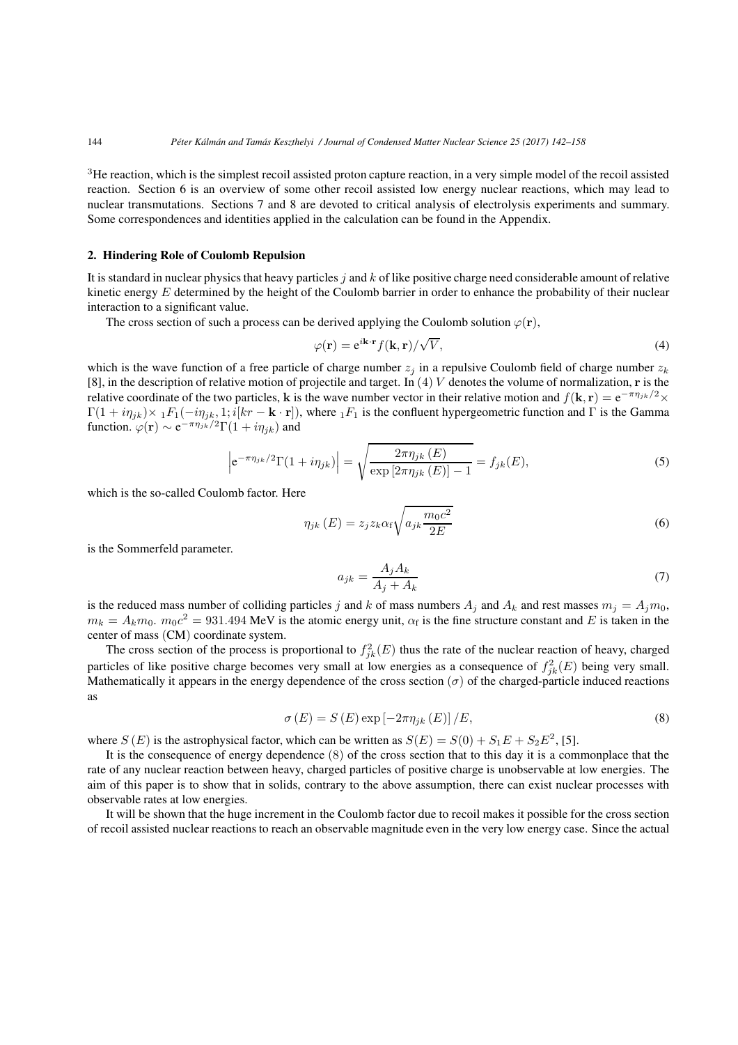$^3$He reaction, which is the simplest recoil assisted proton capture reaction, in a very simple model of the recoil assisted reaction. Section 6 is an overview of some other recoil assisted low energy nuclear reactions, which may lead to nuclear transmutations. Sections 7 and 8 are devoted to critical analysis of electrolysis experiments and summary. Some correspondences and identities applied in the calculation can be found in the Appendix.

## 2. Hindering Role of Coulomb Repulsion

It is standard in nuclear physics that heavy particles $j$ and $k$ of like positive charge need considerable amount of relative kinetic energy $E$ determined by the height of the Coulomb barrier in order to enhance the probability of their nuclear interaction to a significant value.

The cross section of such a process can be derived applying the Coulomb solution $\varphi(\mathbf{r})$,

$$\varphi(\mathbf{r}) = \mathrm{e}^{i\mathbf{k}\cdot\mathbf{r}} f(\mathbf{k}, \mathbf{r})/\sqrt{V}, \tag{4}$$

which is the wave function of a free particle of charge number $z_j$ in a repulsive Coulomb field of charge number $z_k$ [8], in the description of relative motion of projectile and target. In (4) $V$ denotes the volume of normalization, $\mathbf{r}$ is the relative coordinate of the two particles, $\mathbf{k}$ is the wave number vector in their relative motion and $f(\mathbf{k}, \mathbf{r}) = \mathrm{e}^{-\pi\eta_{jk}/2} \times \Gamma(1 + i\eta_{jk}) \times {}_1F_1(-i\eta_{jk}, 1; i[kr - \mathbf{k}\cdot\mathbf{r}])$, where ${}_1F_1$ is the confluent hypergeometric function and $\Gamma$ is the Gamma function. $\varphi(\mathbf{r}) \sim \mathrm{e}^{-\pi\eta_{jk}/2}\Gamma(1 + i\eta_{jk})$ and

$$\left|\mathrm{e}^{-\pi\eta_{jk}/2}\Gamma(1 + i\eta_{jk})\right| = \sqrt{\frac{2\pi\eta_{jk}(E)}{\exp\left[2\pi\eta_{jk}(E)\right] - 1}} = f_{jk}(E), \tag{5}$$

which is the so-called Coulomb factor. Here

$$\eta_{jk}(E) = z_j z_k \alpha_{\mathrm{f}} \sqrt{a_{jk}\frac{m_0 c^2}{2E}} \tag{6}$$

is the Sommerfeld parameter.

$$a_{jk} = \frac{A_j A_k}{A_j + A_k} \tag{7}$$

is the reduced mass number of colliding particles $j$ and $k$ of mass numbers $A_j$ and $A_k$ and rest masses $m_j = A_j m_0$, $m_k = A_k m_0$. $m_0 c^2 = 931.494$ MeV is the atomic energy unit, $\alpha_{\mathrm{f}}$ is the fine structure constant and $E$ is taken in the center of mass (CM) coordinate system.

The cross section of the process is proportional to $f_{jk}^2(E)$ thus the rate of the nuclear reaction of heavy, charged particles of like positive charge becomes very small at low energies as a consequence of $f_{jk}^2(E)$ being very small. Mathematically it appears in the energy dependence of the cross section ($\sigma$) of the charged-particle induced reactions as

$$\sigma(E) = S(E)\exp\left[-2\pi\eta_{jk}(E)\right]/E, \tag{8}$$

where $S(E)$ is the astrophysical factor, which can be written as $S(E) = S(0) + S_1 E + S_2 E^2$, [5].

It is the consequence of energy dependence (8) of the cross section that to this day it is a commonplace that the rate of any nuclear reaction between heavy, charged particles of positive charge is unobservable at low energies. The aim of this paper is to show that in solids, contrary to the above assumption, there can exist nuclear processes with observable rates at low energies.

It will be shown that the huge increment in the Coulomb factor due to recoil makes it possible for the cross section of recoil assisted nuclear reactions to reach an observable magnitude even in the very low energy case. Since the actual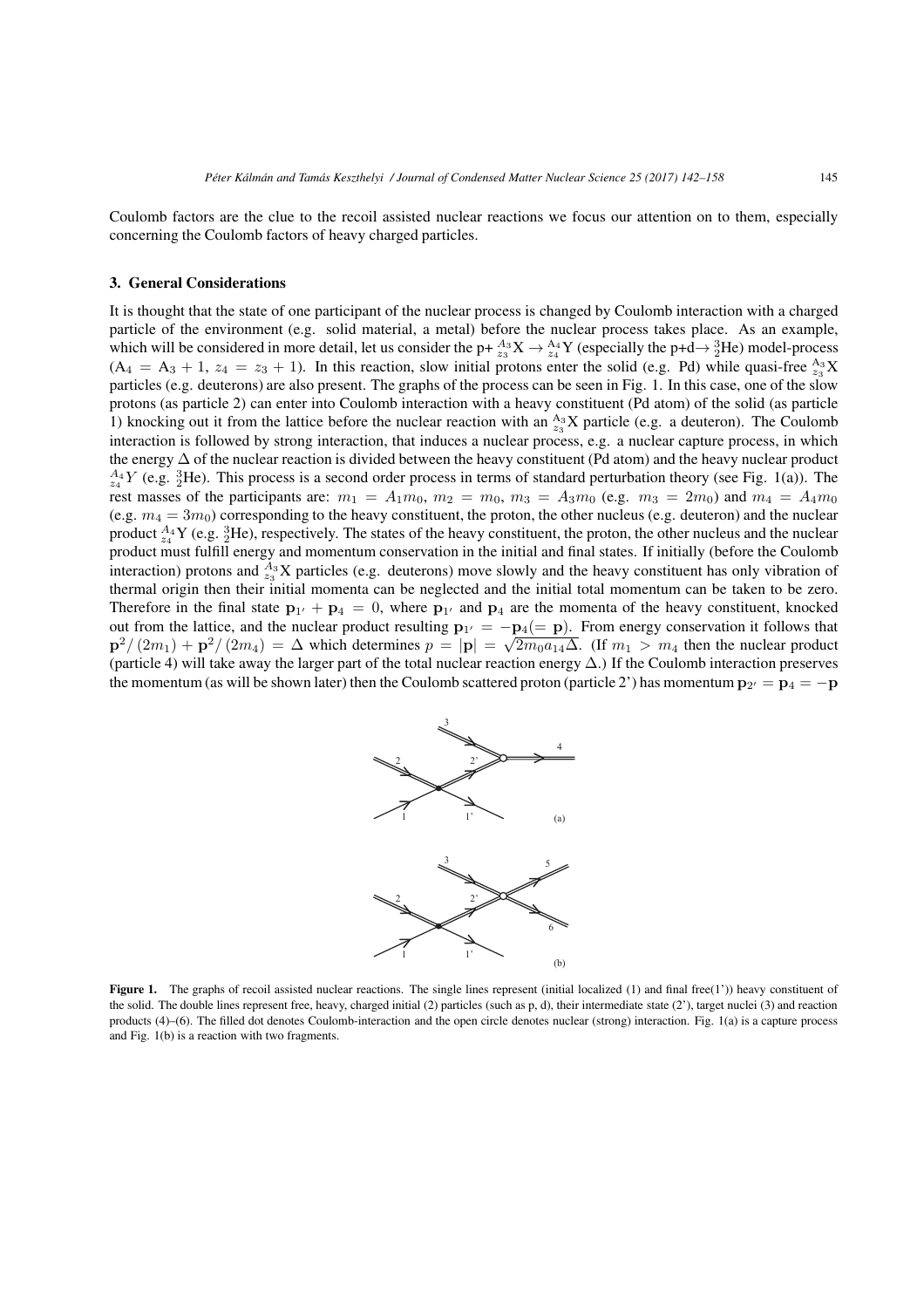Coulomb factors are the clue to the recoil assisted nuclear reactions we focus our attention on to them, especially concerning the Coulomb factors of heavy charged particles.

## 3. General Considerations

It is thought that the state of one participant of the nuclear process is changed by Coulomb interaction with a charged particle of the environment (e.g. solid material, a metal) before the nuclear process takes place. As an example, which will be considered in more detail, let us consider the p+ ${}^{A_3}_{z_3}\mathrm{X} \to {}^{A_4}_{z_4}\mathrm{Y}$ (especially the p+d→ ${}^{3}_{2}\mathrm{He}$) model-process ($A_4 = A_3 + 1$, $z_4 = z_3 + 1$). In this reaction, slow initial protons enter the solid (e.g. Pd) while quasi-free ${}^{A_3}_{z_3}\mathrm{X}$ particles (e.g. deuterons) are also present. The graphs of the process can be seen in Fig. 1. In this case, one of the slow protons (as particle 2) can enter into Coulomb interaction with a heavy constituent (Pd atom) of the solid (as particle 1) knocking out it from the lattice before the nuclear reaction with an ${}^{A_3}_{z_3}\mathrm{X}$ particle (e.g. a deuteron). The Coulomb interaction is followed by strong interaction, that induces a nuclear process, e.g. a nuclear capture process, in which the energy $\Delta$ of the nuclear reaction is divided between the heavy constituent (Pd atom) and the heavy nuclear product ${}^{A_4}_{z_4}Y$ (e.g. ${}^{3}_{2}\mathrm{He}$). This process is a second order process in terms of standard perturbation theory (see Fig. 1(a)). The rest masses of the participants are: $m_1 = A_1 m_0$, $m_2 = m_0$, $m_3 = A_3 m_0$ (e.g. $m_3 = 2m_0$) and $m_4 = A_4 m_0$ (e.g. $m_4 = 3m_0$) corresponding to the heavy constituent, the proton, the other nucleus (e.g. deuteron) and the nuclear product ${}^{A_4}_{z_4}\mathrm{Y}$ (e.g. ${}^{3}_{2}\mathrm{He}$), respectively. The states of the heavy constituent, the proton, the other nucleus and the nuclear product must fulfill energy and momentum conservation in the initial and final states. If initially (before the Coulomb interaction) protons and ${}^{A_3}_{z_3}\mathrm{X}$ particles (e.g. deuterons) move slowly and the heavy constituent has only vibration of thermal origin then their initial momenta can be neglected and the initial total momentum can be taken to be zero. Therefore in the final state $\mathbf{p}_{1'} + \mathbf{p}_4 = 0$, where $\mathbf{p}_{1'}$ and $\mathbf{p}_4$ are the momenta of the heavy constituent, knocked out from the lattice, and the nuclear product resulting $\mathbf{p}_{1'} = -\mathbf{p}_4 (= \mathbf{p})$. From energy conservation it follows that $\mathbf{p}^2/(2m_1) + \mathbf{p}^2/(2m_4) = \Delta$ which determines $p = |\mathbf{p}| = \sqrt{2m_0 a_{14}\Delta}$. (If $m_1 > m_4$ then the nuclear product (particle 4) will take away the larger part of the total nuclear reaction energy $\Delta$.) If the Coulomb interaction preserves the momentum (as will be shown later) then the Coulomb scattered proton (particle 2') has momentum $\mathbf{p}_{2'} = \mathbf{p}_4 = -\mathbf{p}$

**Figure 1.** The graphs of recoil assisted nuclear reactions. The single lines represent (initial localized (1) and final free(1')) heavy constituent of the solid. The double lines represent free, heavy, charged initial (2) particles (such as p, d), their intermediate state (2'), target nuclei (3) and reaction products (4)–(6). The filled dot denotes Coulomb-interaction and the open circle denotes nuclear (strong) interaction. Fig. 1(a) is a capture process and Fig. 1(b) is a reaction with two fragments.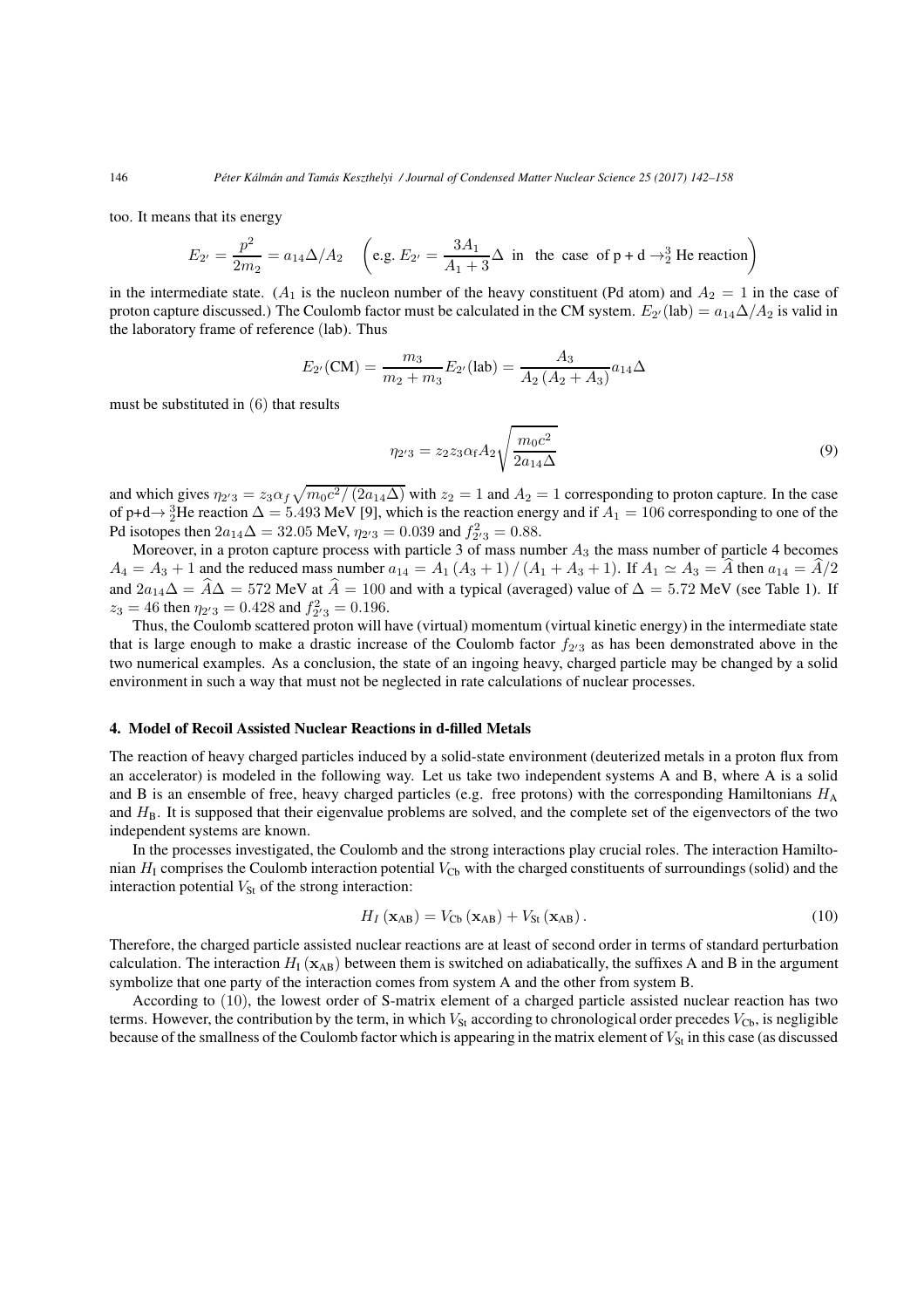too. It means that its energy

$$E_{2'} = \frac{p^2}{2m_2} = a_{14}\Delta/A_2 \quad \left(\text{e.g. } E_{2'} = \frac{3A_1}{A_1+3}\Delta \text{ in the case of p + d} \rightarrow^3_2 \text{He reaction}\right)$$

in the intermediate state. ($A_1$ is the nucleon number of the heavy constituent (Pd atom) and $A_2 = 1$ in the case of proton capture discussed.) The Coulomb factor must be calculated in the CM system. $E_{2'}(\text{lab}) = a_{14}\Delta/A_2$ is valid in the laboratory frame of reference (lab). Thus

$$E_{2'}(\text{CM}) = \frac{m_3}{m_2+m_3}E_{2'}(\text{lab}) = \frac{A_3}{A_2\,(A_2+A_3)}a_{14}\Delta$$

must be substituted in (6) that results

$$\eta_{2'3} = z_2 z_3 \alpha_f A_2 \sqrt{\frac{m_0 c^2}{2a_{14}\Delta}} \tag{9}$$

and which gives $\eta_{2'3} = z_3\alpha_f\sqrt{m_0c^2/(2a_{14}\Delta)}$ with $z_2 = 1$ and $A_2 = 1$ corresponding to proton capture. In the case of p+d$\rightarrow {}^3_2$He reaction $\Delta = 5.493$ MeV [9], which is the reaction energy and if $A_1 = 106$ corresponding to one of the Pd isotopes then $2a_{14}\Delta = 32.05$ MeV, $\eta_{2'3} = 0.039$ and $f^2_{2'3} = 0.88$.

Moreover, in a proton capture process with particle 3 of mass number $A_3$ the mass number of particle 4 becomes $A_4 = A_3 + 1$ and the reduced mass number $a_{14} = A_1(A_3+1)/(A_1+A_3+1)$. If $A_1 \simeq A_3 = \widehat{A}$ then $a_{14} = \widehat{A}/2$ and $2a_{14}\Delta = \widehat{A}\Delta = 572$ MeV at $\widehat{A} = 100$ and with a typical (averaged) value of $\Delta = 5.72$ MeV (see Table 1). If $z_3 = 46$ then $\eta_{2'3} = 0.428$ and $f^2_{2'3} = 0.196$.

Thus, the Coulomb scattered proton will have (virtual) momentum (virtual kinetic energy) in the intermediate state that is large enough to make a drastic increase of the Coulomb factor $f_{2'3}$ as has been demonstrated above in the two numerical examples. As a conclusion, the state of an ingoing heavy, charged particle may be changed by a solid environment in such a way that must not be neglected in rate calculations of nuclear processes.

## 4. Model of Recoil Assisted Nuclear Reactions in d-filled Metals

The reaction of heavy charged particles induced by a solid-state environment (deuterized metals in a proton flux from an accelerator) is modeled in the following way. Let us take two independent systems A and B, where A is a solid and B is an ensemble of free, heavy charged particles (e.g. free protons) with the corresponding Hamiltonians $H_\text{A}$ and $H_\text{B}$. It is supposed that their eigenvalue problems are solved, and the complete set of the eigenvectors of the two independent systems are known.

In the processes investigated, the Coulomb and the strong interactions play crucial roles. The interaction Hamiltonian $H_\text{I}$ comprises the Coulomb interaction potential $V_\text{Cb}$ with the charged constituents of surroundings (solid) and the interaction potential $V_\text{St}$ of the strong interaction:

$$H_I(\mathbf{x}_\text{AB}) = V_\text{Cb}(\mathbf{x}_\text{AB}) + V_\text{St}(\mathbf{x}_\text{AB}). \tag{10}$$

Therefore, the charged particle assisted nuclear reactions are at least of second order in terms of standard perturbation calculation. The interaction $H_\text{I}(\mathbf{x}_\text{AB})$ between them is switched on adiabatically, the suffixes A and B in the argument symbolize that one party of the interaction comes from system A and the other from system B.

According to (10), the lowest order of S-matrix element of a charged particle assisted nuclear reaction has two terms. However, the contribution by the term, in which $V_\text{St}$ according to chronological order precedes $V_\text{Cb}$, is negligible because of the smallness of the Coulomb factor which is appearing in the matrix element of $V_\text{St}$ in this case (as discussed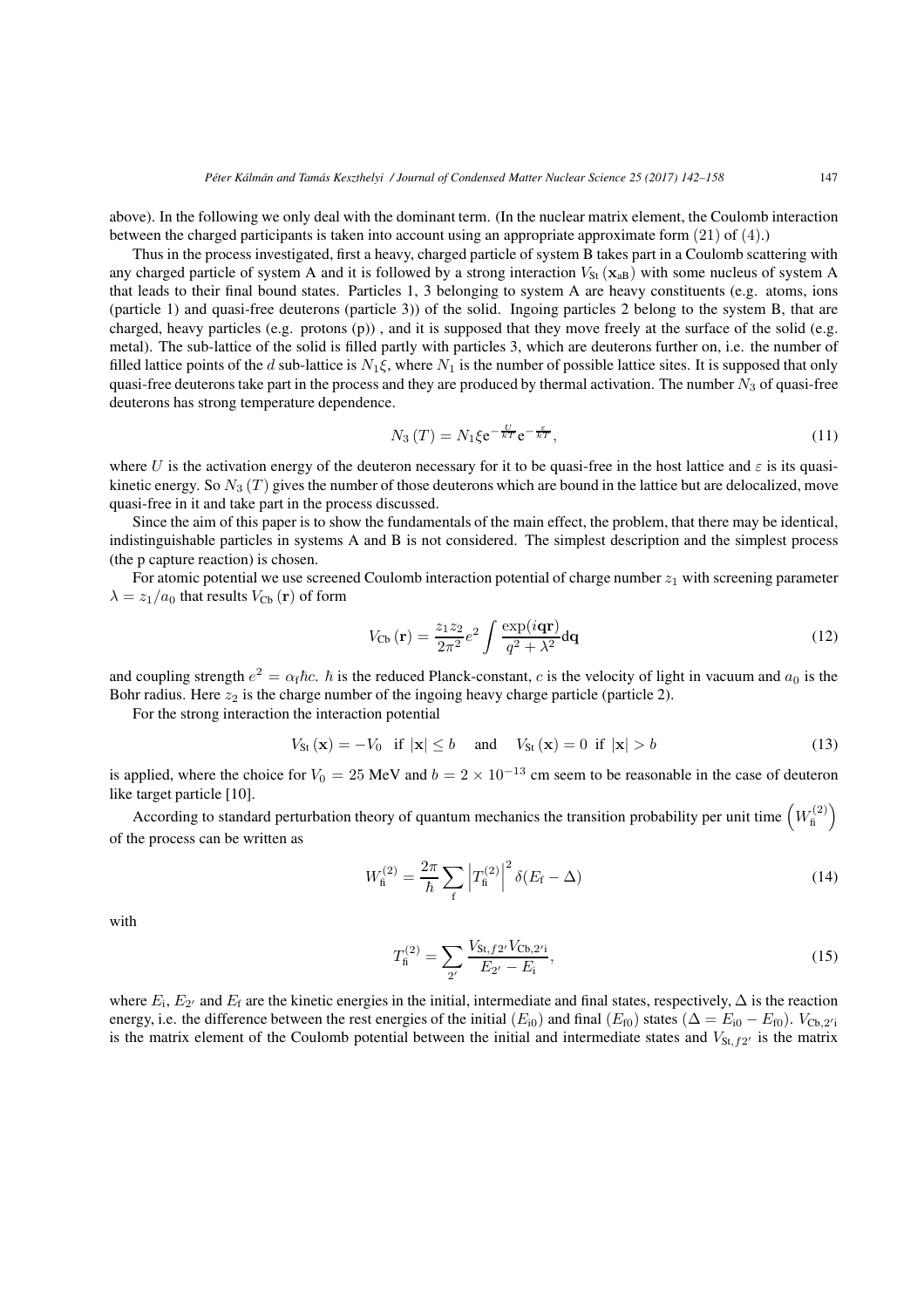above). In the following we only deal with the dominant term. (In the nuclear matrix element, the Coulomb interaction between the charged participants is taken into account using an appropriate approximate form $(21)$ of $(4)$.)

Thus in the process investigated, first a heavy, charged particle of system B takes part in a Coulomb scattering with any charged particle of system A and it is followed by a strong interaction $V_{\text{St}}(\mathbf{x}_{\text{aB}})$ with some nucleus of system A that leads to their final bound states. Particles 1, 3 belonging to system A are heavy constituents (e.g. atoms, ions (particle 1) and quasi-free deuterons (particle 3)) of the solid. Ingoing particles 2 belong to the system B, that are charged, heavy particles (e.g. protons (p)) , and it is supposed that they move freely at the surface of the solid (e.g. metal). The sub-lattice of the solid is filled partly with particles 3, which are deuterons further on, i.e. the number of filled lattice points of the $d$ sub-lattice is $N_1\xi$, where $N_1$ is the number of possible lattice sites. It is supposed that only quasi-free deuterons take part in the process and they are produced by thermal activation. The number $N_3$ of quasi-free deuterons has strong temperature dependence.

$$N_3(T) = N_1 \xi \mathrm{e}^{-\frac{U}{kT}} \mathrm{e}^{-\frac{\varepsilon}{kT}}, \tag{11}$$

where $U$ is the activation energy of the deuteron necessary for it to be quasi-free in the host lattice and $\varepsilon$ is its quasi-kinetic energy. So $N_3(T)$ gives the number of those deuterons which are bound in the lattice but are delocalized, move quasi-free in it and take part in the process discussed.

Since the aim of this paper is to show the fundamentals of the main effect, the problem, that there may be identical, indistinguishable particles in systems A and B is not considered. The simplest description and the simplest process (the p capture reaction) is chosen.

For atomic potential we use screened Coulomb interaction potential of charge number $z_1$ with screening parameter $\lambda = z_1/a_0$ that results $V_{\text{Cb}}(\mathbf{r})$ of form

$$V_{\text{Cb}}(\mathbf{r}) = \frac{z_1 z_2}{2\pi^2} e^2 \int \frac{\exp(i\mathbf{q}\mathbf{r})}{q^2 + \lambda^2} \mathrm{d}\mathbf{q} \tag{12}$$

and coupling strength $e^2 = \alpha_{\text{f}} \hbar c$. $\hbar$ is the reduced Planck-constant, $c$ is the velocity of light in vacuum and $a_0$ is the Bohr radius. Here $z_2$ is the charge number of the ingoing heavy charge particle (particle 2).

For the strong interaction the interaction potential

$$V_{\text{St}}(\mathbf{x}) = -V_0 \quad \text{if } |\mathbf{x}| \leq b \quad \text{ and } \quad V_{\text{St}}(\mathbf{x}) = 0 \text{ if } |\mathbf{x}| > b \tag{13}$$

is applied, where the choice for $V_0 = 25$ MeV and $b = 2 \times 10^{-13}$ cm seem to be reasonable in the case of deuteron like target particle [10].

According to standard perturbation theory of quantum mechanics the transition probability per unit time $\left(W_{\text{fi}}^{(2)}\right)$ of the process can be written as

$$W_{\text{fi}}^{(2)} = \frac{2\pi}{\hbar} \sum_{\text{f}} \left| T_{\text{fi}}^{(2)} \right|^2 \delta(E_{\text{f}} - \Delta) \tag{14}$$

with

$$T_{\text{fi}}^{(2)} = \sum_{2'} \frac{V_{\text{St},f2'} V_{\text{Cb},2'\text{i}}}{E_{2'} - E_{\text{i}}}, \tag{15}$$

where $E_{\text{i}}$, $E_{2'}$ and $E_{\text{f}}$ are the kinetic energies in the initial, intermediate and final states, respectively, $\Delta$ is the reaction energy, i.e. the difference between the rest energies of the initial ($E_{\text{i0}}$) and final ($E_{\text{f0}}$) states ($\Delta = E_{\text{i0}} - E_{\text{f0}}$). $V_{\text{Cb},2'\text{i}}$ is the matrix element of the Coulomb potential between the initial and intermediate states and $V_{\text{St},f2'}$ is the matrix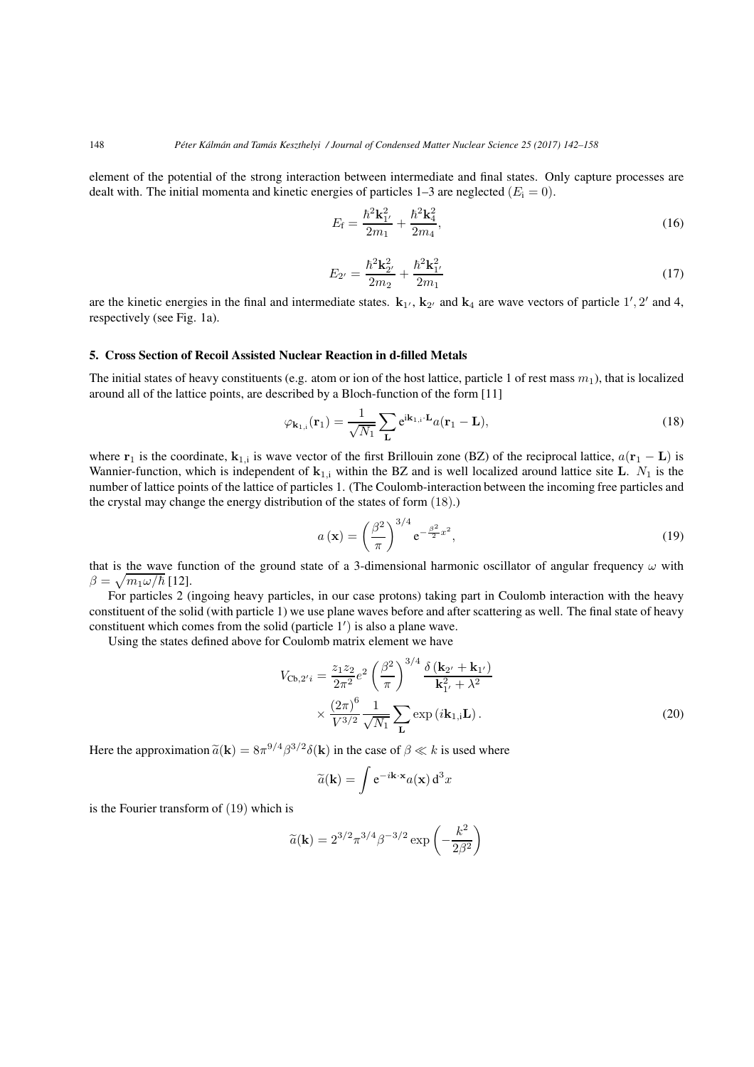element of the potential of the strong interaction between intermediate and final states. Only capture processes are dealt with. The initial momenta and kinetic energies of particles 1–3 are neglected ($E_{\mathrm{i}} = 0$).

$$E_{\mathrm{f}} = \frac{\hbar^2 \mathbf{k}_{1'}^2}{2m_1} + \frac{\hbar^2 \mathbf{k}_4^2}{2m_4}, \tag{16}$$

$$E_{2'} = \frac{\hbar^2 \mathbf{k}_{2'}^2}{2m_2} + \frac{\hbar^2 \mathbf{k}_{1'}^2}{2m_1} \tag{17}$$

are the kinetic energies in the final and intermediate states. $\mathbf{k}_{1'}$, $\mathbf{k}_{2'}$ and $\mathbf{k}_4$ are wave vectors of particle $1', 2'$ and 4, respectively (see Fig. 1a).

## 5. Cross Section of Recoil Assisted Nuclear Reaction in d-filled Metals

The initial states of heavy constituents (e.g. atom or ion of the host lattice, particle 1 of rest mass $m_1$), that is localized around all of the lattice points, are described by a Bloch-function of the form [11]

$$\varphi_{\mathbf{k}_{1,\mathrm{i}}}(\mathbf{r}_1) = \frac{1}{\sqrt{N_1}} \sum_{\mathbf{L}} \mathrm{e}^{\mathrm{i}\mathbf{k}_{1,\mathrm{i}} \cdot \mathbf{L}} a(\mathbf{r}_1 - \mathbf{L}), \tag{18}$$

where $\mathbf{r}_1$ is the coordinate, $\mathbf{k}_{1,\mathrm{i}}$ is wave vector of the first Brillouin zone (BZ) of the reciprocal lattice, $a(\mathbf{r}_1 - \mathbf{L})$ is Wannier-function, which is independent of $\mathbf{k}_{1,\mathrm{i}}$ within the BZ and is well localized around lattice site $\mathbf{L}$. $N_1$ is the number of lattice points of the lattice of particles 1. (The Coulomb-interaction between the incoming free particles and the crystal may change the energy distribution of the states of form (18).)

$$a(\mathbf{x}) = \left(\frac{\beta^2}{\pi}\right)^{3/4} \mathrm{e}^{-\frac{\beta^2}{2}x^2}, \tag{19}$$

that is the wave function of the ground state of a 3-dimensional harmonic oscillator of angular frequency $\omega$ with $\beta = \sqrt{m_1 \omega / \hbar}$ [12].

For particles 2 (ingoing heavy particles, in our case protons) taking part in Coulomb interaction with the heavy constituent of the solid (with particle 1) we use plane waves before and after scattering as well. The final state of heavy constituent which comes from the solid (particle $1'$) is also a plane wave.

Using the states defined above for Coulomb matrix element we have

$$V_{\mathrm{Cb},2'i} = \frac{z_1 z_2}{2\pi^2} e^2 \left(\frac{\beta^2}{\pi}\right)^{3/4} \frac{\delta\left(\mathbf{k}_{2'} + \mathbf{k}_{1'}\right)}{\mathbf{k}_{1'}^2 + \lambda^2} \times \frac{(2\pi)^6}{V^{3/2}} \frac{1}{\sqrt{N_1}} \sum_{\mathbf{L}} \exp\left(i\mathbf{k}_{1,\mathrm{i}}\mathbf{L}\right). \tag{20}$$

Here the approximation $\widetilde{a}(\mathbf{k}) = 8\pi^{9/4}\beta^{3/2}\delta(\mathbf{k})$ in the case of $\beta \ll k$ is used where

$$\widetilde{a}(\mathbf{k}) = \int \mathrm{e}^{-i\mathbf{k}\cdot\mathbf{x}} a(\mathbf{x})\, \mathrm{d}^3 x$$

is the Fourier transform of (19) which is

$$\widetilde{a}(\mathbf{k}) = 2^{3/2}\pi^{3/4}\beta^{-3/2} \exp\left(-\frac{k^2}{2\beta^2}\right)$$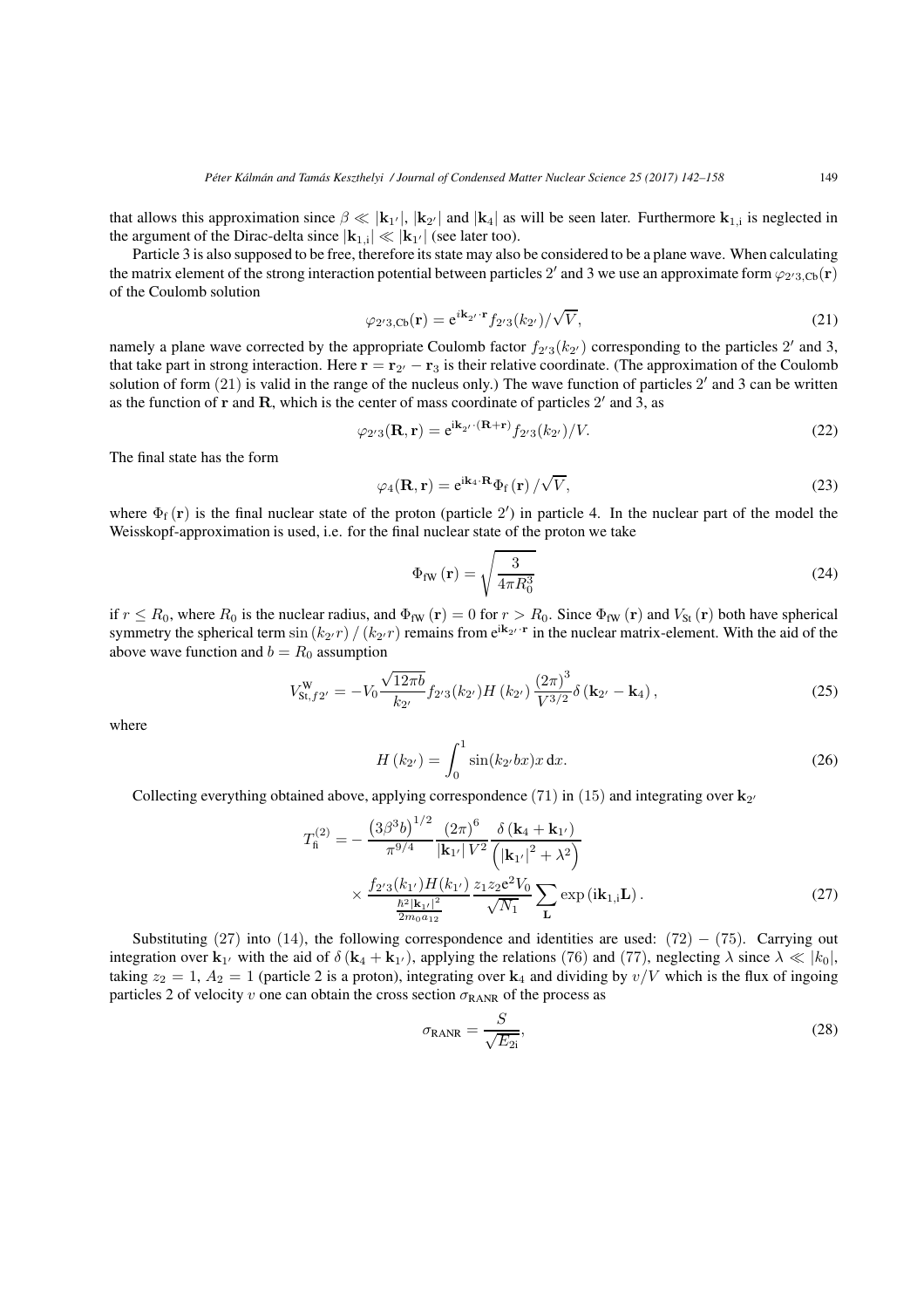that allows this approximation since $\beta \ll |\mathbf{k}_{1'}|$, $|\mathbf{k}_{2'}|$ and $|\mathbf{k}_4|$ as will be seen later. Furthermore $\mathbf{k}_{1,\mathrm{i}}$ is neglected in the argument of the Dirac-delta since $|\mathbf{k}_{1,\mathrm{i}}| \ll |\mathbf{k}_{1'}|$ (see later too).

Particle 3 is also supposed to be free, therefore its state may also be considered to be a plane wave. When calculating the matrix element of the strong interaction potential between particles $2'$ and 3 we use an approximate form $\varphi_{2'3,\mathrm{Cb}}(\mathbf{r})$ of the Coulomb solution

$$\varphi_{2'3,\mathrm{Cb}}(\mathbf{r}) = \mathrm{e}^{i\mathbf{k}_{2'}\cdot\mathbf{r}} f_{2'3}(k_{2'})/\sqrt{V}, \tag{21}$$

namely a plane wave corrected by the appropriate Coulomb factor $f_{2'3}(k_{2'})$ corresponding to the particles $2'$ and 3, that take part in strong interaction. Here $\mathbf{r} = \mathbf{r}_{2'} - \mathbf{r}_3$ is their relative coordinate. (The approximation of the Coulomb solution of form (21) is valid in the range of the nucleus only.) The wave function of particles $2'$ and 3 can be written as the function of $\mathbf{r}$ and $\mathbf{R}$, which is the center of mass coordinate of particles $2'$ and 3, as

$$\varphi_{2'3}(\mathbf{R}, \mathbf{r}) = \mathrm{e}^{\mathrm{i}\mathbf{k}_{2'}\cdot(\mathbf{R}+\mathbf{r})} f_{2'3}(k_{2'})/V. \tag{22}$$

The final state has the form

$$\varphi_4(\mathbf{R}, \mathbf{r}) = \mathrm{e}^{\mathrm{i}\mathbf{k}_4\cdot\mathbf{R}} \Phi_{\mathrm{f}}(\mathbf{r})/\sqrt{V}, \tag{23}$$

where $\Phi_{\mathrm{f}}(\mathbf{r})$ is the final nuclear state of the proton (particle $2'$) in particle 4. In the nuclear part of the model the Weisskopf-approximation is used, i.e. for the final nuclear state of the proton we take

$$\Phi_{\mathrm{fW}}(\mathbf{r}) = \sqrt{\frac{3}{4\pi R_0^3}} \tag{24}$$

if $r \leq R_0$, where $R_0$ is the nuclear radius, and $\Phi_{\mathrm{fW}}(\mathbf{r}) = 0$ for $r > R_0$. Since $\Phi_{\mathrm{fW}}(\mathbf{r})$ and $V_{\mathrm{St}}(\mathbf{r})$ both have spherical symmetry the spherical term $\sin(k_{2'}r)/(k_{2'}r)$ remains from $\mathrm{e}^{\mathrm{i}\mathbf{k}_{2'}\cdot\mathbf{r}}$ in the nuclear matrix-element. With the aid of the above wave function and $b = R_0$ assumption

$$V_{\mathrm{St},f2'}^{\mathrm{W}} = -V_0 \frac{\sqrt{12\pi b}}{k_{2'}} f_{2'3}(k_{2'}) H(k_{2'}) \frac{(2\pi)^3}{V^{3/2}} \delta(\mathbf{k}_{2'} - \mathbf{k}_4), \tag{25}$$

where

$$H(k_{2'}) = \int_0^1 \sin(k_{2'}bx) x \, \mathrm{d}x. \tag{26}$$

Collecting everything obtained above, applying correspondence (71) in (15) and integrating over $\mathbf{k}_{2'}$

$$T_{\mathrm{fi}}^{(2)} = -\frac{\left(3\beta^3 b\right)^{1/2}}{\pi^{9/4}} \frac{(2\pi)^6}{|\mathbf{k}_{1'}| V^2} \frac{\delta(\mathbf{k}_4 + \mathbf{k}_{1'})}{\left(|\mathbf{k}_{1'}|^2 + \lambda^2\right)} \times \frac{f_{2'3}(k_{1'}) H(k_{1'})}{\frac{\hbar^2 |\mathbf{k}_{1'}|^2}{2m_0 a_{12}}} \frac{z_1 z_2 \mathrm{e}^2 V_0}{\sqrt{N_1}} \sum_{\mathbf{L}} \exp(\mathrm{i}\mathbf{k}_{1,\mathrm{i}}\mathbf{L}). \tag{27}$$

Substituting (27) into (14), the following correspondence and identities are used: (72) – (75). Carrying out integration over $\mathbf{k}_{1'}$ with the aid of $\delta(\mathbf{k}_4 + \mathbf{k}_{1'})$, applying the relations (76) and (77), neglecting $\lambda$ since $\lambda \ll |k_0|$, taking $z_2 = 1$, $A_2 = 1$ (particle 2 is a proton), integrating over $\mathbf{k}_4$ and dividing by $v/V$ which is the flux of ingoing particles 2 of velocity $v$ one can obtain the cross section $\sigma_{\mathrm{RANR}}$ of the process as

$$\sigma_{\mathrm{RANR}} = \frac{S}{\sqrt{E_{2\mathrm{i}}}}, \tag{28}$$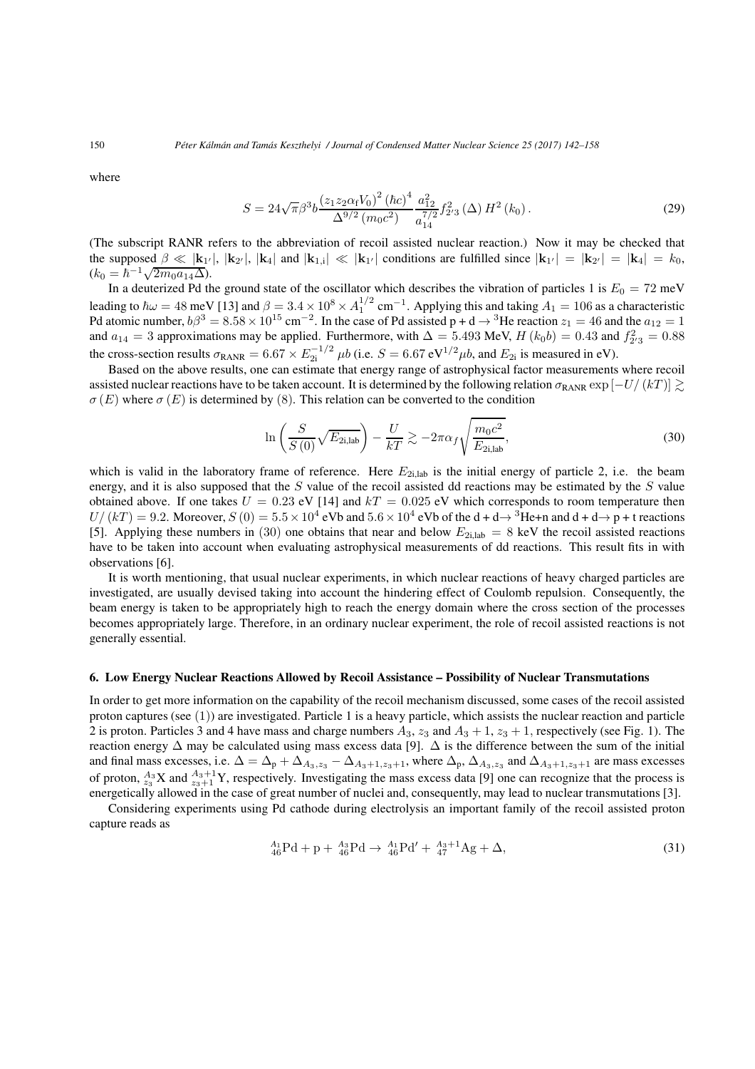where

$$S = 24\sqrt{\pi}\beta^3 b \frac{(z_1 z_2 \alpha_f V_0)^2 (\hbar c)^4}{\Delta^{9/2} (m_0 c^2)} \frac{a_{12}^2}{a_{14}^{7/2}} f_{2'3}^2 (\Delta) H^2 (k_0). \tag{29}$$

(The subscript RANR refers to the abbreviation of recoil assisted nuclear reaction.) Now it may be checked that the supposed $\beta \ll |\mathbf{k}_{1'}|$, $|\mathbf{k}_{2'}|$, $|\mathbf{k}_4|$ and $|\mathbf{k}_{1,i}| \ll |\mathbf{k}_{1'}|$ conditions are fulfilled since $|\mathbf{k}_{1'}| = |\mathbf{k}_{2'}| = |\mathbf{k}_4| = k_0$, ($k_0 = \hbar^{-1}\sqrt{2m_0 a_{14}\Delta}$).

In a deuterized Pd the ground state of the oscillator which describes the vibration of particles 1 is $E_0 = 72$ meV leading to $\hbar\omega = 48$ meV [13] and $\beta = 3.4 \times 10^8 \times A_1^{1/2}$ cm$^{-1}$. Applying this and taking $A_1 = 106$ as a characteristic Pd atomic number, $b\beta^3 = 8.58 \times 10^{15}$ cm$^{-2}$. In the case of Pd assisted p + d $\rightarrow$ $^3$He reaction $z_1 = 46$ and the $a_{12} = 1$ and $a_{14} = 3$ approximations may be applied. Furthermore, with $\Delta = 5.493$ MeV, $H(k_0 b) = 0.43$ and $f_{2'3}^2 = 0.88$ the cross-section results $\sigma_{\text{RANR}} = 6.67 \times E_{2\text{i}}^{-1/2}$ $\mu b$ (i.e. $S = 6.67$ eV$^{1/2}\mu b$, and $E_{2\text{i}}$ is measured in eV).

Based on the above results, one can estimate that energy range of astrophysical factor measurements where recoil assisted nuclear reactions have to be taken account. It is determined by the following relation $\sigma_{\text{RANR}} \exp[-U/(kT)] \gtrsim \sigma(E)$ where $\sigma(E)$ is determined by (8). This relation can be converted to the condition

$$\ln\left(\frac{S}{S(0)}\sqrt{E_{2\text{i,lab}}}\right) - \frac{U}{kT} \gtrsim -2\pi\alpha_f \sqrt{\frac{m_0 c^2}{E_{2\text{i,lab}}}}, \tag{30}$$

which is valid in the laboratory frame of reference. Here $E_{2\text{i,lab}}$ is the initial energy of particle 2, i.e. the beam energy, and it is also supposed that the $S$ value of the recoil assisted dd reactions may be estimated by the $S$ value obtained above. If one takes $U = 0.23$ eV [14] and $kT = 0.025$ eV which corresponds to room temperature then $U/(kT) = 9.2$. Moreover, $S(0) = 5.5 \times 10^4$ eVb and $5.6 \times 10^4$ eVb of the d + d$\rightarrow$ $^3$He+n and d + d$\rightarrow$ p + t reactions [5]. Applying these numbers in (30) one obtains that near and below $E_{2\text{i,lab}} = 8$ keV the recoil assisted reactions have to be taken into account when evaluating astrophysical measurements of dd reactions. This result fits in with observations [6].

It is worth mentioning, that usual nuclear experiments, in which nuclear reactions of heavy charged particles are investigated, are usually devised taking into account the hindering effect of Coulomb repulsion. Consequently, the beam energy is taken to be appropriately high to reach the energy domain where the cross section of the processes becomes appropriately large. Therefore, in an ordinary nuclear experiment, the role of recoil assisted reactions is not generally essential.

## 6. Low Energy Nuclear Reactions Allowed by Recoil Assistance – Possibility of Nuclear Transmutations

In order to get more information on the capability of the recoil mechanism discussed, some cases of the recoil assisted proton captures (see (1)) are investigated. Particle 1 is a heavy particle, which assists the nuclear reaction and particle 2 is proton. Particles 3 and 4 have mass and charge numbers $A_3$, $z_3$ and $A_3 + 1$, $z_3 + 1$, respectively (see Fig. 1). The reaction energy $\Delta$ may be calculated using mass excess data [9]. $\Delta$ is the difference between the sum of the initial and final mass excesses, i.e. $\Delta = \Delta_{\text{p}} + \Delta_{A_3,z_3} - \Delta_{A_3+1,z_3+1}$, where $\Delta_{\text{p}}$, $\Delta_{A_3,z_3}$ and $\Delta_{A_3+1,z_3+1}$ are mass excesses of proton, ${}^{A_3}_{z_3}\text{X}$ and ${}^{A_3+1}_{z_3+1}\text{Y}$, respectively. Investigating the mass excess data [9] one can recognize that the process is energetically allowed in the case of great number of nuclei and, consequently, may lead to nuclear transmutations [3].

Considering experiments using Pd cathode during electrolysis an important family of the recoil assisted proton capture reads as

$${}^{A_1}_{46}\text{Pd} + \text{p} + {}^{A_3}_{46}\text{Pd} \rightarrow {}^{A_1}_{46}\text{Pd}' + {}^{A_3+1}_{47}\text{Ag} + \Delta, \tag{31}$$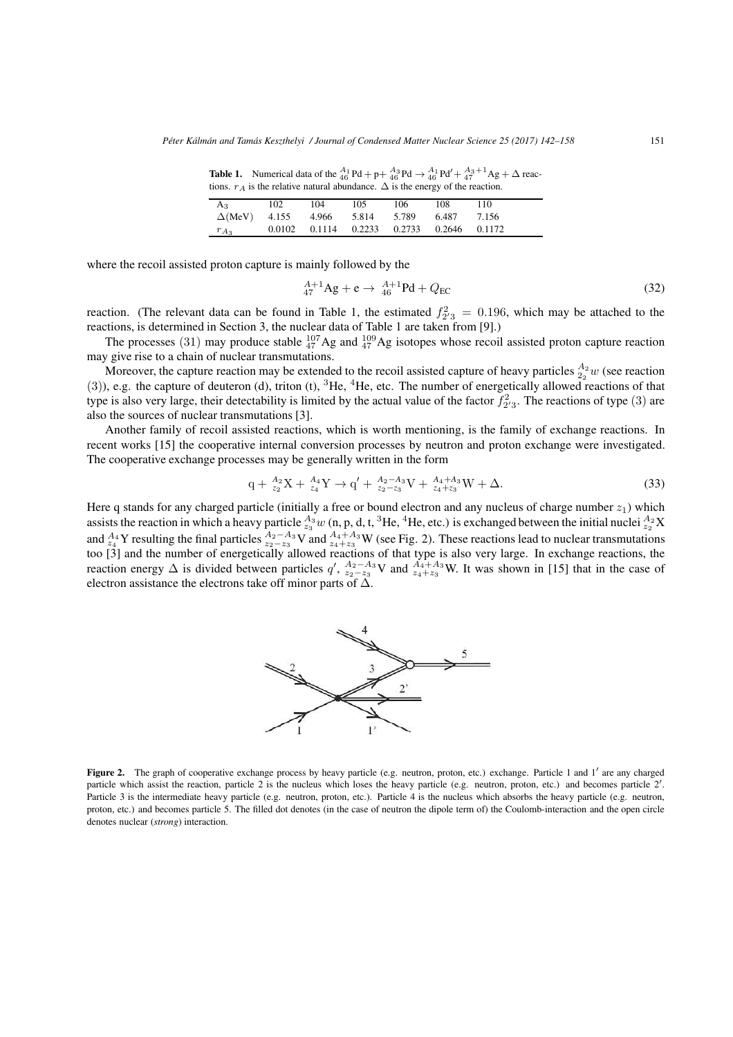**Table 1.** Numerical data of the ${}^{A_1}_{46}\mathrm{Pd} + \mathrm{p} + {}^{A_3}_{46}\mathrm{Pd} \rightarrow {}^{A_1}_{46}\mathrm{Pd}' + {}^{A_3+1}_{47}\mathrm{Ag} + \Delta$ reactions. $r_A$ is the relative natural abundance. $\Delta$ is the energy of the reaction.

| $A_3$ | 102 | 104 | 105 | 106 | 108 | 110 |
|---|---|---|---|---|---|---|
| $\Delta$(MeV) | 4.155 | 4.966 | 5.814 | 5.789 | 6.487 | 7.156 |
| $r_{A_3}$ | 0.0102 | 0.1114 | 0.2233 | 0.2733 | 0.2646 | 0.1172 |

where the recoil assisted proton capture is mainly followed by the

$$ {}^{A+1}_{47}\mathrm{Ag} + \mathrm{e} \rightarrow {}^{A+1}_{46}\mathrm{Pd} + Q_{\mathrm{EC}} \tag{32}$$

reaction. (The relevant data can be found in Table 1, the estimated $f^2_{2'3} = 0.196$, which may be attached to the reactions, is determined in Section 3, the nuclear data of Table 1 are taken from [9].)

The processes $(31)$ may produce stable ${}^{107}_{47}\mathrm{Ag}$ and ${}^{109}_{47}\mathrm{Ag}$ isotopes whose recoil assisted proton capture reaction may give rise to a chain of nuclear transmutations.

Moreover, the capture reaction may be extended to the recoil assisted capture of heavy particles ${}^{A_2}_{z_2}w$ (see reaction $(3)$), e.g. the capture of deuteron (d), triton (t), ${}^{3}\mathrm{He}$, ${}^{4}\mathrm{He}$, etc. The number of energetically allowed reactions of that type is also very large, their detectability is limited by the actual value of the factor $f^2_{2'3}$. The reactions of type $(3)$ are also the sources of nuclear transmutations [3].

Another family of recoil assisted reactions, which is worth mentioning, is the family of exchange reactions. In recent works [15] the cooperative internal conversion processes by neutron and proton exchange were investigated. The cooperative exchange processes may be generally written in the form

$$ \mathrm{q} + {}^{A_2}_{z_2}\mathrm{X} + {}^{A_4}_{z_4}\mathrm{Y} \rightarrow \mathrm{q}' + {}^{A_2-A_3}_{z_2-z_3}\mathrm{V} + {}^{A_4+A_3}_{z_4+z_3}\mathrm{W} + \Delta. \tag{33}$$

Here q stands for any charged particle (initially a free or bound electron and any nucleus of charge number $z_1$) which assists the reaction in which a heavy particle ${}^{A_3}_{z_3}w$ (n, p, d, t, ${}^{3}\mathrm{He}$, ${}^{4}\mathrm{He}$, etc.) is exchanged between the initial nuclei ${}^{A_2}_{z_2}\mathrm{X}$ and ${}^{A_4}_{z_4}\mathrm{Y}$ resulting the final particles ${}^{A_2-A_3}_{z_2-z_3}\mathrm{V}$ and ${}^{A_4+A_3}_{z_4+z_3}\mathrm{W}$ (see Fig. 2). These reactions lead to nuclear transmutations too [3] and the number of energetically allowed reactions of that type is also very large. In exchange reactions, the reaction energy $\Delta$ is divided between particles $q'$, ${}^{A_2-A_3}_{z_2-z_3}\mathrm{V}$ and ${}^{A_4+A_3}_{z_4+z_3}\mathrm{W}$. It was shown in [15] that in the case of electron assistance the electrons take off minor parts of $\Delta$.

**Figure 2.** The graph of cooperative exchange process by heavy particle (e.g. neutron, proton, etc.) exchange. Particle 1 and $1'$ are any charged particle which assist the reaction, particle 2 is the nucleus which loses the heavy particle (e.g. neutron, proton, etc.) and becomes particle $2'$. Particle 3 is the intermediate heavy particle (e.g. neutron, proton, etc.). Particle 4 is the nucleus which absorbs the heavy particle (e.g. neutron, proton, etc.) and becomes particle 5. The filled dot denotes (in the case of neutron the dipole term of) the Coulomb-interaction and the open circle denotes nuclear (*strong*) interaction.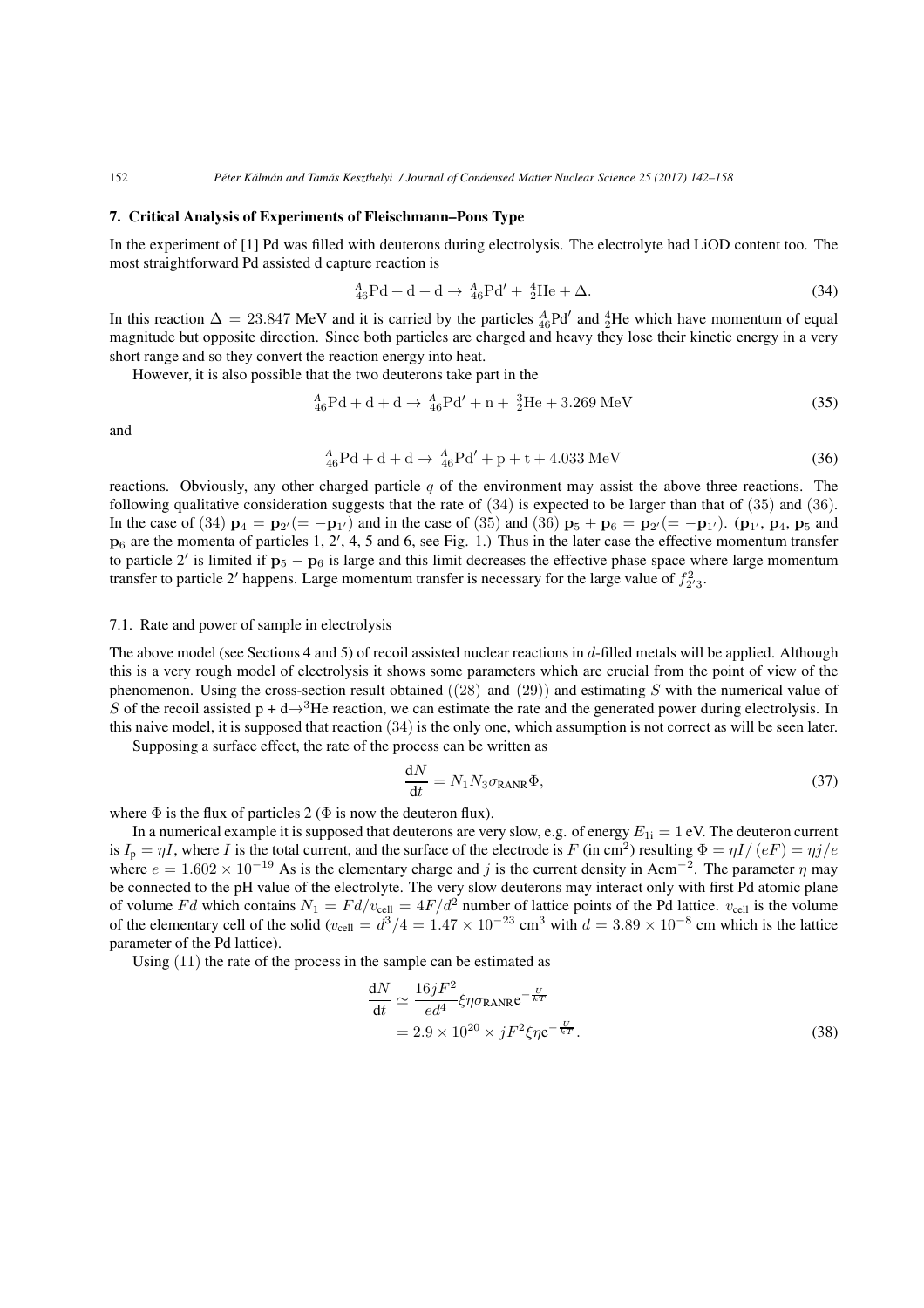## 7. Critical Analysis of Experiments of Fleischmann–Pons Type

In the experiment of [1] Pd was filled with deuterons during electrolysis. The electrolyte had LiOD content too. The most straightforward Pd assisted d capture reaction is

$$
{}^{A}_{46}\mathrm{Pd} + \mathrm{d} + \mathrm{d} \rightarrow {}^{A}_{46}\mathrm{Pd}' + {}^{4}_{2}\mathrm{He} + \Delta. \tag{34}
$$

In this reaction $\Delta = 23.847$ MeV and it is carried by the particles ${}^{A}_{46}\mathrm{Pd}'$ and ${}^{4}_{2}\mathrm{He}$ which have momentum of equal magnitude but opposite direction. Since both particles are charged and heavy they lose their kinetic energy in a very short range and so they convert the reaction energy into heat.

However, it is also possible that the two deuterons take part in the

$$
{}^{A}_{46}\mathrm{Pd} + \mathrm{d} + \mathrm{d} \rightarrow {}^{A}_{46}\mathrm{Pd}' + \mathrm{n} + {}^{3}_{2}\mathrm{He} + 3.269\,\mathrm{MeV} \tag{35}
$$

and

$$
{}^{A}_{46}\mathrm{Pd} + \mathrm{d} + \mathrm{d} \rightarrow {}^{A}_{46}\mathrm{Pd}' + \mathrm{p} + \mathrm{t} + 4.033\,\mathrm{MeV} \tag{36}
$$

reactions. Obviously, any other charged particle $q$ of the environment may assist the above three reactions. The following qualitative consideration suggests that the rate of $(34)$ is expected to be larger than that of $(35)$ and $(36)$. In the case of $(34)$ $\mathbf{p}_4 = \mathbf{p}_{2'} (= -\mathbf{p}_{1'})$ and in the case of $(35)$ and $(36)$ $\mathbf{p}_5 + \mathbf{p}_6 = \mathbf{p}_{2'} (= -\mathbf{p}_{1'})$. ($\mathbf{p}_{1'}$, $\mathbf{p}_4$, $\mathbf{p}_5$ and $\mathbf{p}_6$ are the momenta of particles 1, 2′, 4, 5 and 6, see Fig. 1.) Thus in the later case the effective momentum transfer to particle 2′ is limited if $\mathbf{p}_5 - \mathbf{p}_6$ is large and this limit decreases the effective phase space where large momentum transfer to particle 2′ happens. Large momentum transfer is necessary for the large value of $f^2_{2'3}$.

### 7.1. Rate and power of sample in electrolysis

The above model (see Sections 4 and 5) of recoil assisted nuclear reactions in $d$-filled metals will be applied. Although this is a very rough model of electrolysis it shows some parameters which are crucial from the point of view of the phenomenon. Using the cross-section result obtained ((28) and (29)) and estimating $S$ with the numerical value of $S$ of the recoil assisted p + d$\rightarrow$$^3$He reaction, we can estimate the rate and the generated power during electrolysis. In this naive model, it is supposed that reaction $(34)$ is the only one, which assumption is not correct as will be seen later.

Supposing a surface effect, the rate of the process can be written as

$$
\frac{\mathrm{d}N}{\mathrm{d}t} = N_1 N_3 \sigma_{\mathrm{RANR}} \Phi, \tag{37}
$$

where $\Phi$ is the flux of particles 2 ($\Phi$ is now the deuteron flux).

In a numerical example it is supposed that deuterons are very slow, e.g. of energy $E_{1\mathrm{i}} = 1$ eV. The deuteron current is $I_\mathrm{p} = \eta I$, where $I$ is the total current, and the surface of the electrode is $F$ (in cm$^2$) resulting $\Phi = \eta I/(eF) = \eta j/e$ where $e = 1.602 \times 10^{-19}$ As is the elementary charge and $j$ is the current density in Acm$^{-2}$. The parameter $\eta$ may be connected to the pH value of the electrolyte. The very slow deuterons may interact only with first Pd atomic plane of volume $Fd$ which contains $N_1 = Fd/v_{\mathrm{cell}} = 4F/d^2$ number of lattice points of the Pd lattice. $v_{\mathrm{cell}}$ is the volume of the elementary cell of the solid ($v_{\mathrm{cell}} = d^3/4 = 1.47 \times 10^{-23}$ cm$^3$ with $d = 3.89 \times 10^{-8}$ cm which is the lattice parameter of the Pd lattice).

Using $(11)$ the rate of the process in the sample can be estimated as

$$
\begin{aligned}
\frac{\mathrm{d}N}{\mathrm{d}t} &\simeq \frac{16 j F^2}{e d^4} \xi \eta \sigma_{\mathrm{RANR}} \mathrm{e}^{-\frac{U}{kT}} \\
&= 2.9 \times 10^{20} \times j F^2 \xi \eta \mathrm{e}^{-\frac{U}{kT}}.
\end{aligned} \tag{38}
$$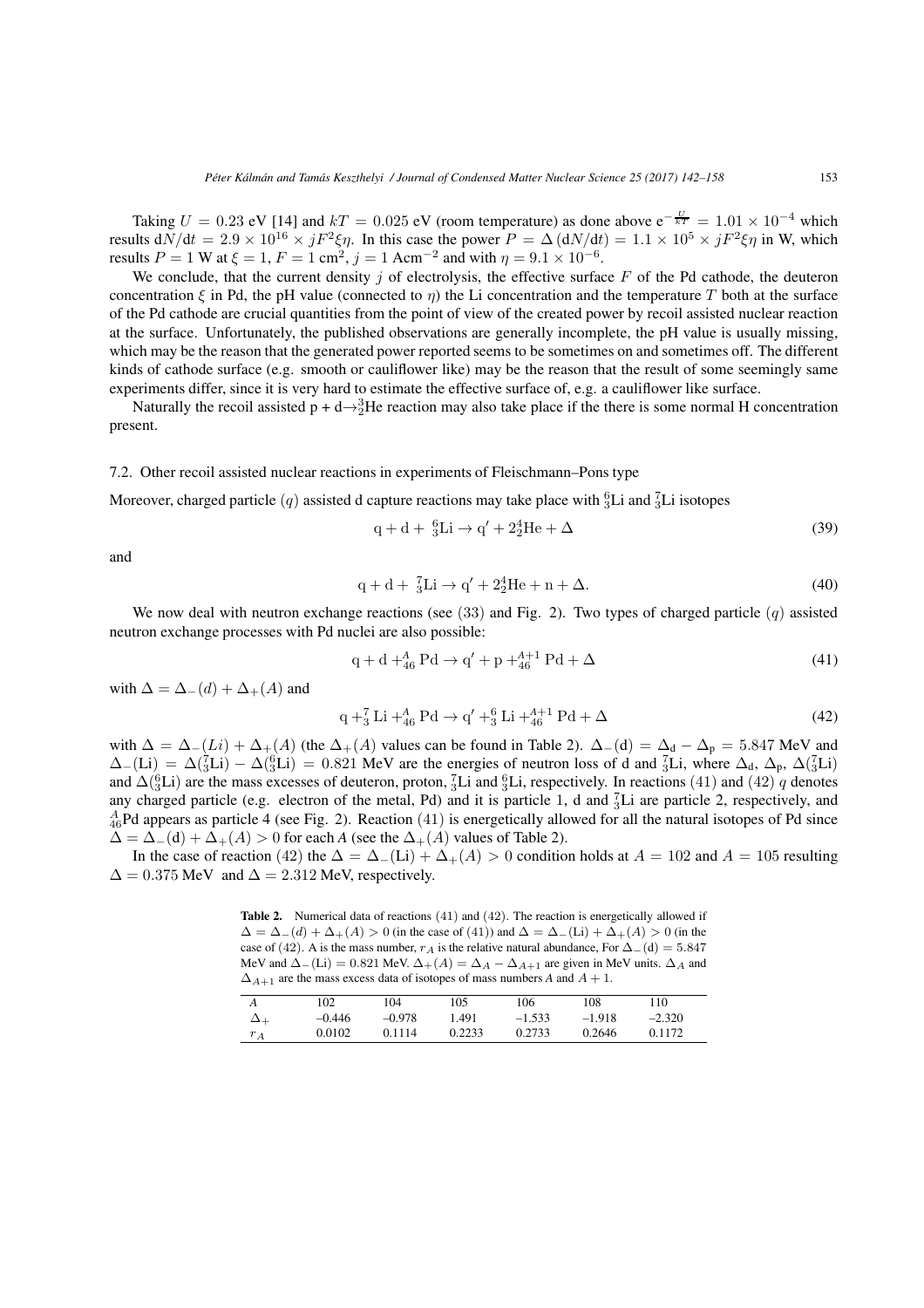Taking $U = 0.23$ eV [14] and $kT = 0.025$ eV (room temperature) as done above $e^{-\frac{U}{kT}} = 1.01 \times 10^{-4}$ which results $dN/dt = 2.9 \times 10^{16} \times jF^2\xi\eta$. In this case the power $P = \Delta\,(dN/dt) = 1.1 \times 10^5 \times jF^2\xi\eta$ in W, which results $P = 1$ W at $\xi = 1$, $F = 1$ cm$^2$, $j = 1$ Acm$^{-2}$ and with $\eta = 9.1 \times 10^{-6}$.

We conclude, that the current density $j$ of electrolysis, the effective surface $F$ of the Pd cathode, the deuteron concentration $\xi$ in Pd, the pH value (connected to $\eta$) the Li concentration and the temperature $T$ both at the surface of the Pd cathode are crucial quantities from the point of view of the created power by recoil assisted nuclear reaction at the surface. Unfortunately, the published observations are generally incomplete, the pH value is usually missing, which may be the reason that the generated power reported seems to be sometimes on and sometimes off. The different kinds of cathode surface (e.g. smooth or cauliflower like) may be the reason that the result of some seemingly same experiments differ, since it is very hard to estimate the effective surface of, e.g. a cauliflower like surface.

Naturally the recoil assisted $p + d \rightarrow {}^3_2$He reaction may also take place if the there is some normal H concentration present.

### 7.2. Other recoil assisted nuclear reactions in experiments of Fleischmann–Pons type

Moreover, charged particle $(q)$ assisted d capture reactions may take place with ${}^6_3$Li and ${}^7_3$Li isotopes

$$q + d + {}^6_3\text{Li} \rightarrow q' + 2{}^4_2\text{He} + \Delta \tag{39}$$

and

$$q + d + {}^7_3\text{Li} \rightarrow q' + 2{}^4_2\text{He} + n + \Delta. \tag{40}$$

We now deal with neutron exchange reactions (see (33) and Fig. 2). Two types of charged particle $(q)$ assisted neutron exchange processes with Pd nuclei are also possible:

$$q + d + {}^A_{46}\text{Pd} \rightarrow q' + p + {}^{A+1}_{46}\text{Pd} + \Delta \tag{41}$$

with $\Delta = \Delta_-(d) + \Delta_+(A)$ and

$$q + {}^7_3\text{Li} + {}^A_{46}\text{Pd} \rightarrow q' + {}^6_3\text{Li} + {}^{A+1}_{46}\text{Pd} + \Delta \tag{42}$$

with $\Delta = \Delta_-(Li) + \Delta_+(A)$ (the $\Delta_+(A)$ values can be found in Table 2). $\Delta_-(\text{d}) = \Delta_\text{d} - \Delta_\text{p} = 5.847$ MeV and $\Delta_-(\text{Li}) = \Delta({}^7_3\text{Li}) - \Delta({}^6_3\text{Li}) = 0.821$ MeV are the energies of neutron loss of d and ${}^7_3$Li, where $\Delta_\text{d}$, $\Delta_\text{p}$, $\Delta({}^7_3\text{Li})$ and $\Delta({}^6_3\text{Li})$ are the mass excesses of deuteron, proton, ${}^7_3$Li and ${}^6_3$Li, respectively. In reactions (41) and (42) $q$ denotes any charged particle (e.g. electron of the metal, Pd) and it is particle 1, d and ${}^7_3$Li are particle 2, respectively, and ${}^A_{46}$Pd appears as particle 4 (see Fig. 2). Reaction (41) is energetically allowed for all the natural isotopes of Pd since $\Delta = \Delta_-(\text{d}) + \Delta_+(A) > 0$ for each $A$ (see the $\Delta_+(A)$ values of Table 2).

In the case of reaction (42) the $\Delta = \Delta_-(\text{Li}) + \Delta_+(A) > 0$ condition holds at $A = 102$ and $A = 105$ resulting $\Delta = 0.375$ MeV and $\Delta = 2.312$ MeV, respectively.

**Table 2.** Numerical data of reactions (41) and (42). The reaction is energetically allowed if $\Delta = \Delta_-(d) + \Delta_+(A) > 0$ (in the case of (41)) and $\Delta = \Delta_-(\text{Li}) + \Delta_+(A) > 0$ (in the case of (42). A is the mass number, $r_A$ is the relative natural abundance, For $\Delta_-(\text{d}) = 5.847$ MeV and $\Delta_-(\text{Li}) = 0.821$ MeV. $\Delta_+(A) = \Delta_A - \Delta_{A+1}$ are given in MeV units. $\Delta_A$ and $\Delta_{A+1}$ are the mass excess data of isotopes of mass numbers $A$ and $A + 1$.

| $A$ | 102 | 104 | 105 | 106 | 108 | 110 |
|---|---|---|---|---|---|---|
| $\Delta_+$ | –0.446 | –0.978 | 1.491 | –1.533 | –1.918 | –2.320 |
| $r_A$ | 0.0102 | 0.1114 | 0.2233 | 0.2733 | 0.2646 | 0.1172 |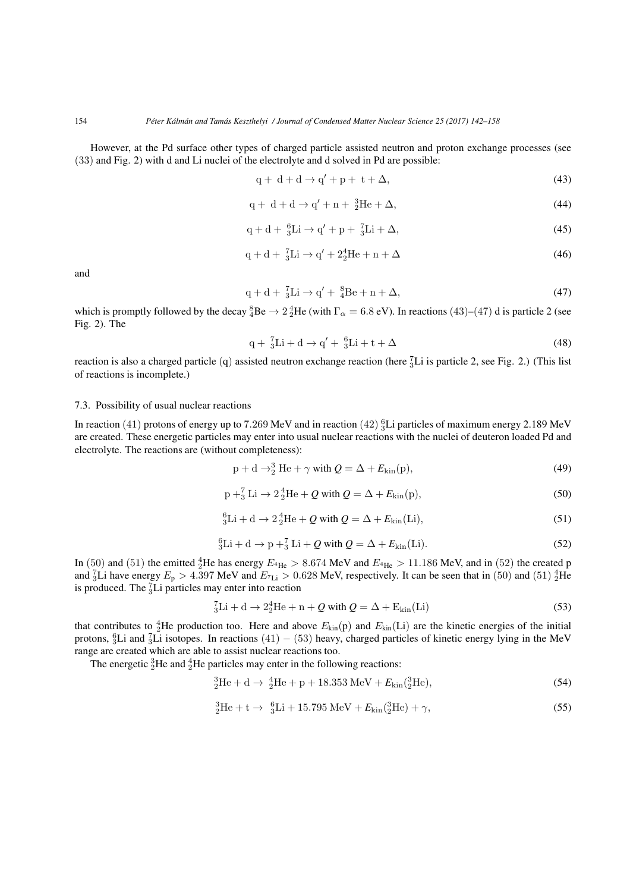However, at the Pd surface other types of charged particle assisted neutron and proton exchange processes (see (33) and Fig. 2) with d and Li nuclei of the electrolyte and d solved in Pd are possible:

$$\mathrm{q} + \mathrm{d} + \mathrm{d} \rightarrow \mathrm{q}' + \mathrm{p} + \mathrm{t} + \Delta, \tag{43}$$

$$\mathrm{q} + \mathrm{d} + \mathrm{d} \rightarrow \mathrm{q}' + \mathrm{n} + {}_2^3\mathrm{He} + \Delta, \tag{44}$$

$$\mathrm{q} + \mathrm{d} + {}_3^6\mathrm{Li} \rightarrow \mathrm{q}' + \mathrm{p} + {}_3^7\mathrm{Li} + \Delta, \tag{45}$$

$$\mathrm{q} + \mathrm{d} + {}_3^7\mathrm{Li} \rightarrow \mathrm{q}' + 2{}_2^4\mathrm{He} + \mathrm{n} + \Delta \tag{46}$$

and

$$\mathrm{q} + \mathrm{d} + {}_3^7\mathrm{Li} \rightarrow \mathrm{q}' + {}_4^8\mathrm{Be} + \mathrm{n} + \Delta, \tag{47}$$

which is promptly followed by the decay ${}_4^8\mathrm{Be} \rightarrow 2\,{}_2^4\mathrm{He}$ (with $\Gamma_\alpha = 6.8$ eV). In reactions (43)–(47) d is particle 2 (see Fig. 2). The

$$\mathrm{q} + {}_3^7\mathrm{Li} + \mathrm{d} \rightarrow \mathrm{q}' + {}_3^6\mathrm{Li} + \mathrm{t} + \Delta \tag{48}$$

reaction is also a charged particle (q) assisted neutron exchange reaction (here ${}_3^7\mathrm{Li}$ is particle 2, see Fig. 2.) (This list of reactions is incomplete.)

### 7.3. Possibility of usual nuclear reactions

In reaction (41) protons of energy up to 7.269 MeV and in reaction (42) ${}_3^6\mathrm{Li}$ particles of maximum energy 2.189 MeV are created. These energetic particles may enter into usual nuclear reactions with the nuclei of deuteron loaded Pd and electrolyte. The reactions are (without completeness):

$$\mathrm{p} + \mathrm{d} \rightarrow {}_2^3\mathrm{He} + \gamma \text{ with } Q = \Delta + E_{\mathrm{kin}}(\mathrm{p}), \tag{49}$$

$$\mathrm{p} + {}_3^7\mathrm{Li} \rightarrow 2\,{}_2^4\mathrm{He} + Q \text{ with } Q = \Delta + E_{\mathrm{kin}}(\mathrm{p}), \tag{50}$$

$${}_3^6\mathrm{Li} + \mathrm{d} \rightarrow 2\,{}_2^4\mathrm{He} + Q \text{ with } Q = \Delta + E_{\mathrm{kin}}(\mathrm{Li}), \tag{51}$$

$${}_3^6\mathrm{Li} + \mathrm{d} \rightarrow \mathrm{p} + {}_3^7\mathrm{Li} + Q \text{ with } Q = \Delta + E_{\mathrm{kin}}(\mathrm{Li}). \tag{52}$$

In (50) and (51) the emitted ${}_2^4\mathrm{He}$ has energy $E_{^4\mathrm{He}} > 8.674$ MeV and $E_{^4\mathrm{He}} > 11.186$ MeV, and in (52) the created p and ${}_3^7\mathrm{Li}$ have energy $E_\mathrm{p} > 4.397$ MeV and $E_{^7\mathrm{Li}} > 0.628$ MeV, respectively. It can be seen that in (50) and (51) ${}_2^4\mathrm{He}$ is produced. The ${}_3^7\mathrm{Li}$ particles may enter into reaction

$${}_3^7\mathrm{Li} + \mathrm{d} \rightarrow 2{}_2^4\mathrm{He} + \mathrm{n} + Q \text{ with } Q = \Delta + \mathrm{E}_{\mathrm{kin}}(\mathrm{Li}) \tag{53}$$

that contributes to ${}_2^4\mathrm{He}$ production too. Here and above $E_{\mathrm{kin}}(\mathrm{p})$ and $E_{\mathrm{kin}}(\mathrm{Li})$ are the kinetic energies of the initial protons, ${}_3^6\mathrm{Li}$ and ${}_3^7\mathrm{Li}$ isotopes. In reactions $(41) - (53)$ heavy, charged particles of kinetic energy lying in the MeV range are created which are able to assist nuclear reactions too.

The energetic ${}_2^3\mathrm{He}$ and ${}_2^4\mathrm{He}$ particles may enter in the following reactions:

$${}_2^3\mathrm{He} + \mathrm{d} \rightarrow {}_2^4\mathrm{He} + \mathrm{p} + 18.353\text{ MeV} + E_{\mathrm{kin}}({}_2^3\mathrm{He}), \tag{54}$$

$${}_2^3\mathrm{He} + \mathrm{t} \rightarrow {}_3^6\mathrm{Li} + 15.795\text{ MeV} + E_{\mathrm{kin}}({}_2^3\mathrm{He}) + \gamma, \tag{55}$$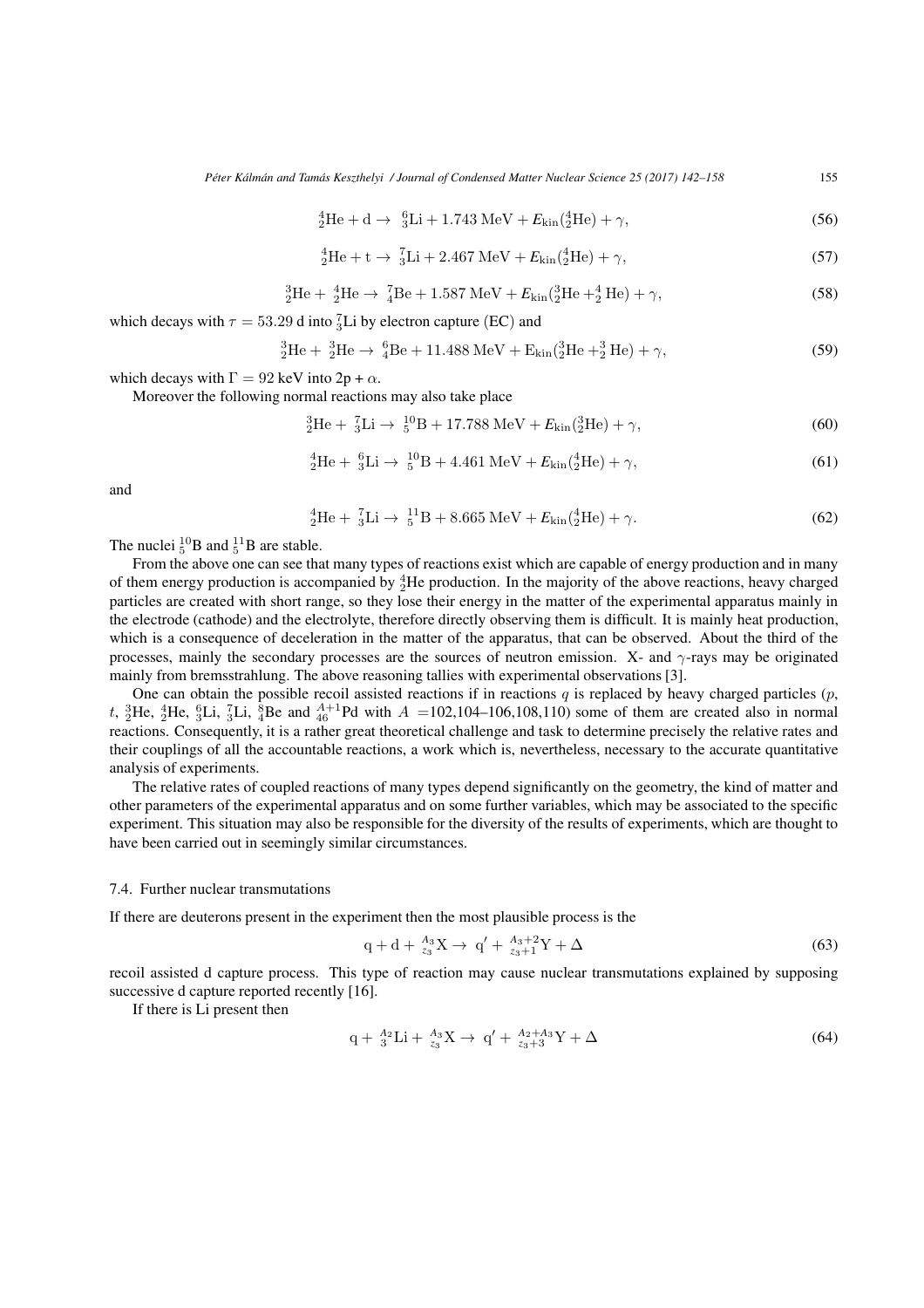$$
{}_{2}^{4}\mathrm{He} + \mathrm{d} \rightarrow {}_{3}^{6}\mathrm{Li} + 1.743\ \mathrm{MeV} + E_{\mathrm{kin}}({}_{2}^{4}\mathrm{He}) + \gamma, \tag{56}
$$

$$
{}_{2}^{4}\mathrm{He} + \mathrm{t} \rightarrow {}_{3}^{7}\mathrm{Li} + 2.467\ \mathrm{MeV} + E_{\mathrm{kin}}({}_{2}^{4}\mathrm{He}) + \gamma, \tag{57}
$$

$$
{}_{2}^{3}\mathrm{He} + {}_{2}^{4}\mathrm{He} \rightarrow {}_{4}^{7}\mathrm{Be} + 1.587\ \mathrm{MeV} + E_{\mathrm{kin}}({}_{2}^{3}\mathrm{He} + {}_{2}^{4}\mathrm{He}) + \gamma, \tag{58}
$$

which decays with $\tau = 53.29$ d into ${}_{3}^{7}\mathrm{Li}$ by electron capture (EC) and

$$
{}_{2}^{3}\mathrm{He} + {}_{2}^{3}\mathrm{He} \rightarrow {}_{4}^{6}\mathrm{Be} + 11.488\ \mathrm{MeV} + \mathrm{E}_{\mathrm{kin}}({}_{2}^{3}\mathrm{He} + {}_{2}^{3}\mathrm{He}) + \gamma, \tag{59}
$$

which decays with $\Gamma = 92$ keV into 2p + $\alpha$.

Moreover the following normal reactions may also take place

$$
{}_{2}^{3}\mathrm{He} + {}_{3}^{7}\mathrm{Li} \rightarrow {}_{5}^{10}\mathrm{B} + 17.788\ \mathrm{MeV} + E_{\mathrm{kin}}({}_{2}^{3}\mathrm{He}) + \gamma, \tag{60}
$$

$$
{}_{2}^{4}\mathrm{He} + {}_{3}^{6}\mathrm{Li} \rightarrow {}_{5}^{10}\mathrm{B} + 4.461\ \mathrm{MeV} + E_{\mathrm{kin}}({}_{2}^{4}\mathrm{He}) + \gamma, \tag{61}
$$

and

$$
{}_{2}^{4}\mathrm{He} + {}_{3}^{7}\mathrm{Li} \rightarrow {}_{5}^{11}\mathrm{B} + 8.665\ \mathrm{MeV} + E_{\mathrm{kin}}({}_{2}^{4}\mathrm{He}) + \gamma. \tag{62}
$$

The nuclei ${}_{5}^{10}\mathrm{B}$ and ${}_{5}^{11}\mathrm{B}$ are stable.

From the above one can see that many types of reactions exist which are capable of energy production and in many of them energy production is accompanied by ${}_{2}^{4}\mathrm{He}$ production. In the majority of the above reactions, heavy charged particles are created with short range, so they lose their energy in the matter of the experimental apparatus mainly in the electrode (cathode) and the electrolyte, therefore directly observing them is difficult. It is mainly heat production, which is a consequence of deceleration in the matter of the apparatus, that can be observed. About the third of the processes, mainly the secondary processes are the sources of neutron emission. X- and $\gamma$-rays may be originated mainly from bremsstrahlung. The above reasoning tallies with experimental observations [3].

One can obtain the possible recoil assisted reactions if in reactions $q$ is replaced by heavy charged particles ($p$, $t$, ${}_{2}^{3}\mathrm{He}$, ${}_{2}^{4}\mathrm{He}$, ${}_{3}^{6}\mathrm{Li}$, ${}_{3}^{7}\mathrm{Li}$, ${}_{4}^{8}\mathrm{Be}$ and ${}_{46}^{A+1}\mathrm{Pd}$ with $A$ =102,104–106,108,110) some of them are created also in normal reactions. Consequently, it is a rather great theoretical challenge and task to determine precisely the relative rates and their couplings of all the accountable reactions, a work which is, nevertheless, necessary to the accurate quantitative analysis of experiments.

The relative rates of coupled reactions of many types depend significantly on the geometry, the kind of matter and other parameters of the experimental apparatus and on some further variables, which may be associated to the specific experiment. This situation may also be responsible for the diversity of the results of experiments, which are thought to have been carried out in seemingly similar circumstances.

### 7.4. Further nuclear transmutations

If there are deuterons present in the experiment then the most plausible process is the

$$
\mathrm{q} + \mathrm{d} + {}_{z_3}^{A_3}\mathrm{X} \rightarrow \mathrm{q}' + {}_{z_3+1}^{A_3+2}\mathrm{Y} + \Delta \tag{63}
$$

recoil assisted d capture process. This type of reaction may cause nuclear transmutations explained by supposing successive d capture reported recently [16].

If there is Li present then

$$
\mathrm{q} + {}_{3}^{A_2}\mathrm{Li} + {}_{z_3}^{A_3}\mathrm{X} \rightarrow \mathrm{q}' + {}_{z_3+3}^{A_2+A_3}\mathrm{Y} + \Delta \tag{64}
$$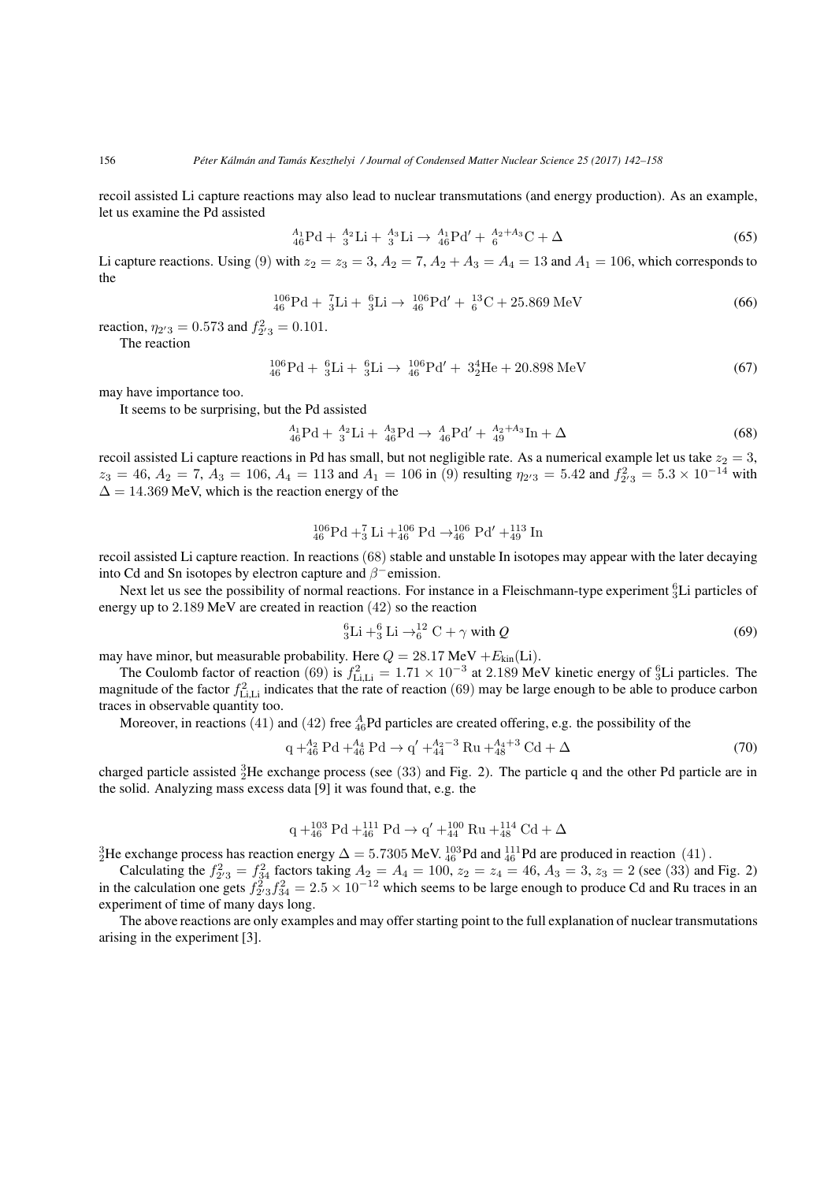recoil assisted Li capture reactions may also lead to nuclear transmutations (and energy production). As an example, let us examine the Pd assisted

$$ {}^{A_1}_{46}\mathrm{Pd} + {}^{A_2}_{3}\mathrm{Li} + {}^{A_3}_{3}\mathrm{Li} \rightarrow {}^{A_1}_{46}\mathrm{Pd}' + {}^{A_2+A_3}_{6}\mathrm{C} + \Delta \tag{65} $$

Li capture reactions. Using (9) with $z_2 = z_3 = 3$, $A_2 = 7$, $A_2 + A_3 = A_4 = 13$ and $A_1 = 106$, which corresponds to the

$$ {}^{106}_{46}\mathrm{Pd} + {}^{7}_{3}\mathrm{Li} + {}^{6}_{3}\mathrm{Li} \rightarrow {}^{106}_{46}\mathrm{Pd}' + {}^{13}_{6}\mathrm{C} + 25.869\ \mathrm{MeV} \tag{66} $$

reaction, $\eta_{2'3} = 0.573$ and $f^2_{2'3} = 0.101$.

The reaction

$$ {}^{106}_{46}\mathrm{Pd} + {}^{6}_{3}\mathrm{Li} + {}^{6}_{3}\mathrm{Li} \rightarrow {}^{106}_{46}\mathrm{Pd}' + 3{}^{4}_{2}\mathrm{He} + 20.898\ \mathrm{MeV} \tag{67} $$

may have importance too.

It seems to be surprising, but the Pd assisted

$$ {}^{A_1}_{46}\mathrm{Pd} + {}^{A_2}_{3}\mathrm{Li} + {}^{A_3}_{46}\mathrm{Pd} \rightarrow {}^{A}_{46}\mathrm{Pd}' + {}^{A_2+A_3}_{49}\mathrm{In} + \Delta \tag{68} $$

recoil assisted Li capture reactions in Pd has small, but not negligible rate. As a numerical example let us take $z_2 = 3$, $z_3 = 46$, $A_2 = 7$, $A_3 = 106$, $A_4 = 113$ and $A_1 = 106$ in (9) resulting $\eta_{2'3} = 5.42$ and $f^2_{2'3} = 5.3 \times 10^{-14}$ with $\Delta = 14.369$ MeV, which is the reaction energy of the

$$ {}^{106}_{46}\mathrm{Pd} + {}^{7}_{3}\mathrm{Li} + {}^{106}_{46}\mathrm{Pd} \rightarrow {}^{106}_{46}\mathrm{Pd}' + {}^{113}_{49}\mathrm{In} $$

recoil assisted Li capture reaction. In reactions (68) stable and unstable In isotopes may appear with the later decaying into Cd and Sn isotopes by electron capture and $\beta^-$ emission.

Next let us see the possibility of normal reactions. For instance in a Fleischmann-type experiment ${}^{6}_{3}$Li particles of energy up to 2.189 MeV are created in reaction (42) so the reaction

$$ {}^{6}_{3}\mathrm{Li} + {}^{6}_{3}\mathrm{Li} \rightarrow {}^{12}_{6}\mathrm{C} + \gamma \text{ with } Q \tag{69} $$

may have minor, but measurable probability. Here $Q = 28.17$ MeV $+E_{\mathrm{kin}}(\mathrm{Li})$.

The Coulomb factor of reaction (69) is $f^2_{\mathrm{Li,Li}} = 1.71 \times 10^{-3}$ at 2.189 MeV kinetic energy of ${}^{6}_{3}$Li particles. The magnitude of the factor $f^2_{\mathrm{Li,Li}}$ indicates that the rate of reaction (69) may be large enough to be able to produce carbon traces in observable quantity too.

Moreover, in reactions (41) and (42) free ${}^{A}_{46}$Pd particles are created offering, e.g. the possibility of the

$$ \mathrm{q} + {}^{A_2}_{46}\mathrm{Pd} + {}^{A_4}_{46}\mathrm{Pd} \rightarrow \mathrm{q}' + {}^{A_2-3}_{44}\mathrm{Ru} + {}^{A_4+3}_{48}\mathrm{Cd} + \Delta \tag{70} $$

charged particle assisted ${}^{3}_{2}$He exchange process (see (33) and Fig. 2). The particle q and the other Pd particle are in the solid. Analyzing mass excess data [9] it was found that, e.g. the

$$ \mathrm{q} + {}^{103}_{46}\mathrm{Pd} + {}^{111}_{46}\mathrm{Pd} \rightarrow \mathrm{q}' + {}^{100}_{44}\mathrm{Ru} + {}^{114}_{48}\mathrm{Cd} + \Delta $$

${}^{3}_{2}$He exchange process has reaction energy $\Delta = 5.7305$ MeV. ${}^{103}_{46}$Pd and ${}^{111}_{46}$Pd are produced in reaction (41).

Calculating the $f^2_{2'3} = f^2_{34}$ factors taking $A_2 = A_4 = 100$, $z_2 = z_4 = 46$, $A_3 = 3$, $z_3 = 2$ (see (33) and Fig. 2) in the calculation one gets $f^2_{2'3} f^2_{34} = 2.5 \times 10^{-12}$ which seems to be large enough to produce Cd and Ru traces in an experiment of time of many days long.

The above reactions are only examples and may offer starting point to the full explanation of nuclear transmutations arising in the experiment [3].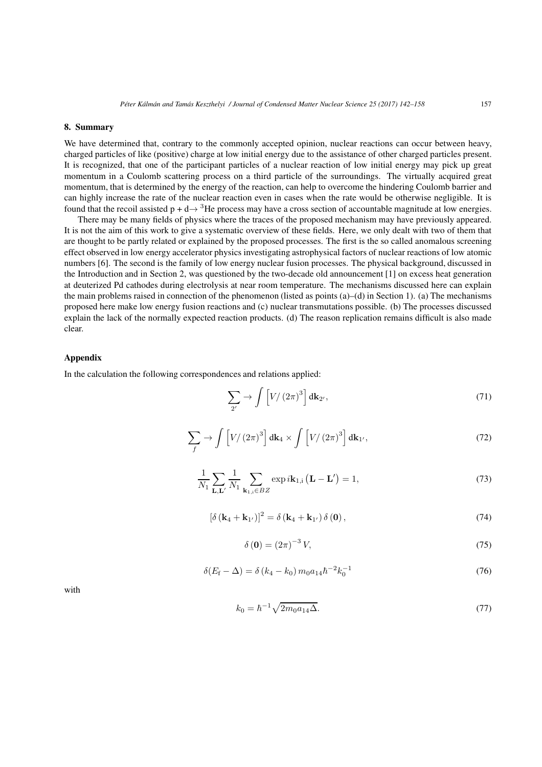## 8. Summary

We have determined that, contrary to the commonly accepted opinion, nuclear reactions can occur between heavy, charged particles of like (positive) charge at low initial energy due to the assistance of other charged particles present. It is recognized, that one of the participant particles of a nuclear reaction of low initial energy may pick up great momentum in a Coulomb scattering process on a third particle of the surroundings. The virtually acquired great momentum, that is determined by the energy of the reaction, can help to overcome the hindering Coulomb barrier and can highly increase the rate of the nuclear reaction even in cases when the rate would be otherwise negligible. It is found that the recoil assisted p + d→ $^3$He process may have a cross section of accountable magnitude at low energies.

There may be many fields of physics where the traces of the proposed mechanism may have previously appeared. It is not the aim of this work to give a systematic overview of these fields. Here, we only dealt with two of them that are thought to be partly related or explained by the proposed processes. The first is the so called anomalous screening effect observed in low energy accelerator physics investigating astrophysical factors of nuclear reactions of low atomic numbers [6]. The second is the family of low energy nuclear fusion processes. The physical background, discussed in the Introduction and in Section 2, was questioned by the two-decade old announcement [1] on excess heat generation at deuterized Pd cathodes during electrolysis at near room temperature. The mechanisms discussed here can explain the main problems raised in connection of the phenomenon (listed as points (a)–(d) in Section 1). (a) The mechanisms proposed here make low energy fusion reactions and (c) nuclear transmutations possible. (b) The processes discussed explain the lack of the normally expected reaction products. (d) The reason replication remains difficult is also made clear.

## Appendix

In the calculation the following correspondences and relations applied:

$$\sum_{2'} \to \int \left[ V/\left(2\pi\right)^3 \right] \mathrm{d}\mathbf{k}_{2'}, \tag{71}$$

$$\sum_{f} \to \int \left[ V/\left(2\pi\right)^3 \right] \mathrm{d}\mathbf{k}_4 \times \int \left[ V/\left(2\pi\right)^3 \right] \mathrm{d}\mathbf{k}_{1'}, \tag{72}$$

$$\frac{1}{N_1} \sum_{\mathbf{L},\mathbf{L}'} \frac{1}{N_1} \sum_{\mathbf{k}_{1,\mathrm{i}} \in BZ} \exp i\mathbf{k}_{1,\mathrm{i}} \left(\mathbf{L} - \mathbf{L}'\right) = 1, \tag{73}$$

$$\left[\delta\left(\mathbf{k}_4 + \mathbf{k}_{1'}\right)\right]^2 = \delta\left(\mathbf{k}_4 + \mathbf{k}_{1'}\right) \delta\left(\mathbf{0}\right), \tag{74}$$

$$\delta\left(\mathbf{0}\right) = \left(2\pi\right)^{-3} V, \tag{75}$$

$$\delta(E_{\mathrm{f}} - \Delta) = \delta\left(k_4 - k_0\right) m_0 a_{14} \hbar^{-2} k_0^{-1} \tag{76}$$

with

$$k_0 = \hbar^{-1} \sqrt{2 m_0 a_{14} \Delta}. \tag{77}$$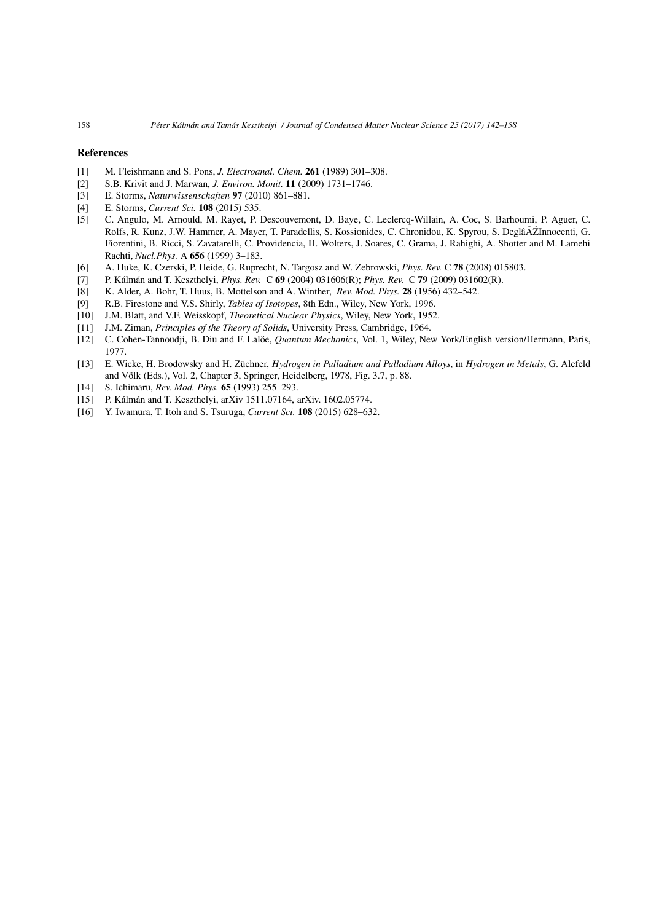## References

[1] M. Fleishmann and S. Pons, *J. Electroanal. Chem.* **261** (1989) 301–308.

[2] S.B. Krivit and J. Marwan, *J. Environ. Monit.* **11** (2009) 1731–1746.

[3] E. Storms, *Naturwissenschaften* **97** (2010) 861–881.

[4] E. Storms, *Current Sci.* **108** (2015) 535.

[5] C. Angulo, M. Arnould, M. Rayet, P. Descouvemont, D. Baye, C. Leclercq-Willain, A. Coc, S. Barhoumi, P. Aguer, C. Rolfs, R. Kunz, J.W. Hammer, A. Mayer, T. Paradellis, S. Kossionides, C. Chronidou, K. Spyrou, S. DeglâĂŹInnocenti, G. Fiorentini, B. Ricci, S. Zavatarelli, C. Providencia, H. Wolters, J. Soares, C. Grama, J. Rahighi, A. Shotter and M. Lamehi Rachti, *Nucl.Phys.* A **656** (1999) 3–183.

[6] A. Huke, K. Czerski, P. Heide, G. Ruprecht, N. Targosz and W. Zebrowski, *Phys. Rev.* C **78** (2008) 015803.

[7] P. Kálmán and T. Keszthelyi, *Phys. Rev.* C **69** (2004) 031606(R); *Phys. Rev.* C **79** (2009) 031602(R).

[8] K. Alder, A. Bohr, T. Huus, B. Mottelson and A. Winther, *Rev. Mod. Phys.* **28** (1956) 432–542.

[9] R.B. Firestone and V.S. Shirly, *Tables of Isotopes*, 8th Edn., Wiley, New York, 1996.

[10] J.M. Blatt, and V.F. Weisskopf, *Theoretical Nuclear Physics*, Wiley, New York, 1952.

[11] J.M. Ziman, *Principles of the Theory of Solids*, University Press, Cambridge, 1964.

[12] C. Cohen-Tannoudji, B. Diu and F. Laloë, *Quantum Mechanics*, Vol. 1, Wiley, New York/English version/Hermann, Paris, 1977.

[13] E. Wicke, H. Brodowsky and H. Züchner, *Hydrogen in Palladium and Palladium Alloys*, in *Hydrogen in Metals*, G. Alefeld and Völk (Eds.), Vol. 2, Chapter 3, Springer, Heidelberg, 1978, Fig. 3.7, p. 88.

[14] S. Ichimaru, *Rev. Mod. Phys.* **65** (1993) 255–293.

[15] P. Kálmán and T. Keszthelyi, arXiv 1511.07164, arXiv. 1602.05774.

[16] Y. Iwamura, T. Itoh and S. Tsuruga, *Current Sci.* **108** (2015) 628–632.